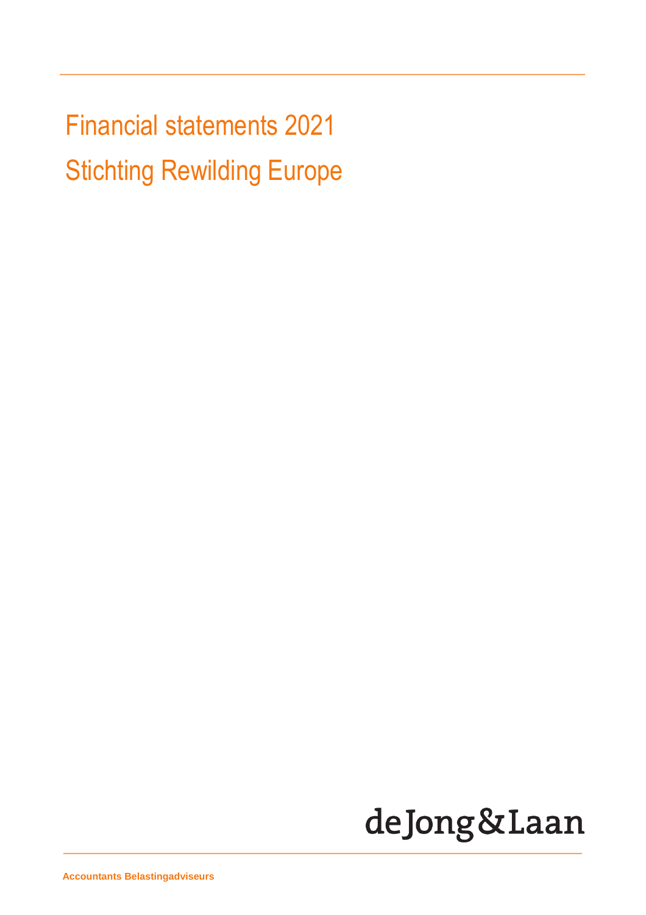# Financial statements 2021

# Stichting Rewilding Europe

deJong&Laan

Accountants Belastingadviseurs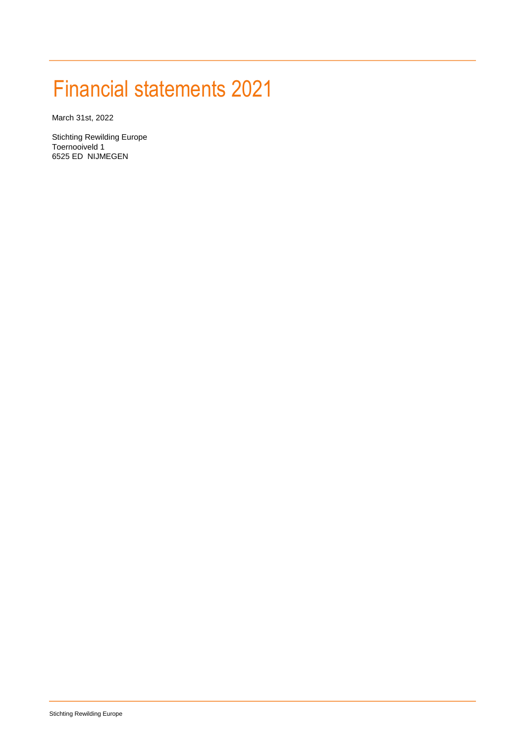# Financial statements 2021

March 31st, 2022

Stichting Rewilding Europe  
Toernooiveld 1  
6525 ED NIJMEGEN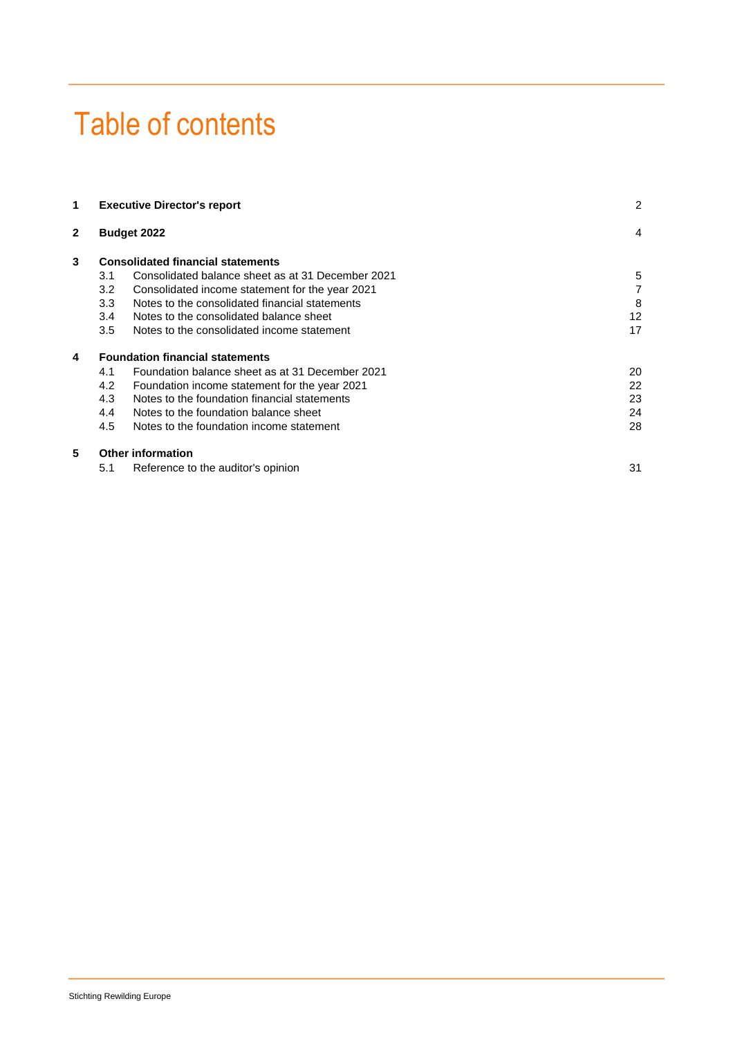# Table of contents

| | | |
|---|---|---|
| **1** | **Executive Director's report** | 2 |
| **2** | **Budget 2022** | 4 |
| **3** | **Consolidated financial statements** | |
| 3.1 | Consolidated balance sheet as at 31 December 2021 | 5 |
| 3.2 | Consolidated income statement for the year 2021 | 7 |
| 3.3 | Notes to the consolidated financial statements | 8 |
| 3.4 | Notes to the consolidated balance sheet | 12 |
| 3.5 | Notes to the consolidated income statement | 17 |
| **4** | **Foundation financial statements** | |
| 4.1 | Foundation balance sheet as at 31 December 2021 | 20 |
| 4.2 | Foundation income statement for the year 2021 | 22 |
| 4.3 | Notes to the foundation financial statements | 23 |
| 4.4 | Notes to the foundation balance sheet | 24 |
| 4.5 | Notes to the foundation income statement | 28 |
| **5** | **Other information** | |
| 5.1 | Reference to the auditor's opinion | 31 |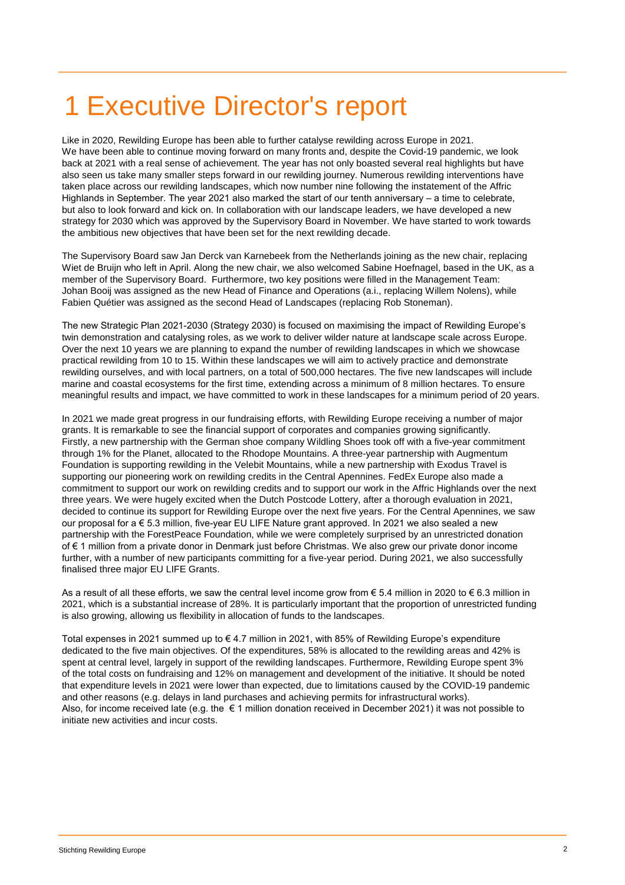# 1 Executive Director's report

Like in 2020, Rewilding Europe has been able to further catalyse rewilding across Europe in 2021. We have been able to continue moving forward on many fronts and, despite the Covid-19 pandemic, we look back at 2021 with a real sense of achievement. The year has not only boasted several real highlights but have also seen us take many smaller steps forward in our rewilding journey. Numerous rewilding interventions have taken place across our rewilding landscapes, which now number nine following the instatement of the Affric Highlands in September. The year 2021 also marked the start of our tenth anniversary – a time to celebrate, but also to look forward and kick on. In collaboration with our landscape leaders, we have developed a new strategy for 2030 which was approved by the Supervisory Board in November. We have started to work towards the ambitious new objectives that have been set for the next rewilding decade.

The Supervisory Board saw Jan Derck van Karnebeek from the Netherlands joining as the new chair, replacing Wiet de Bruijn who left in April. Along the new chair, we also welcomed Sabine Hoefnagel, based in the UK, as a member of the Supervisory Board. Furthermore, two key positions were filled in the Management Team: Johan Booij was assigned as the new Head of Finance and Operations (a.i., replacing Willem Nolens), while Fabien Quétier was assigned as the second Head of Landscapes (replacing Rob Stoneman).

The new Strategic Plan 2021-2030 (Strategy 2030) is focused on maximising the impact of Rewilding Europe's twin demonstration and catalysing roles, as we work to deliver wilder nature at landscape scale across Europe. Over the next 10 years we are planning to expand the number of rewilding landscapes in which we showcase practical rewilding from 10 to 15. Within these landscapes we will aim to actively practice and demonstrate rewilding ourselves, and with local partners, on a total of 500,000 hectares. The five new landscapes will include marine and coastal ecosystems for the first time, extending across a minimum of 8 million hectares. To ensure meaningful results and impact, we have committed to work in these landscapes for a minimum period of 20 years.

In 2021 we made great progress in our fundraising efforts, with Rewilding Europe receiving a number of major grants. It is remarkable to see the financial support of corporates and companies growing significantly. Firstly, a new partnership with the German shoe company Wildling Shoes took off with a five-year commitment through 1% for the Planet, allocated to the Rhodope Mountains. A three-year partnership with Augmentum Foundation is supporting rewilding in the Velebit Mountains, while a new partnership with Exodus Travel is supporting our pioneering work on rewilding credits in the Central Apennines. FedEx Europe also made a commitment to support our work on rewilding credits and to support our work in the Affric Highlands over the next three years. We were hugely excited when the Dutch Postcode Lottery, after a thorough evaluation in 2021, decided to continue its support for Rewilding Europe over the next five years. For the Central Apennines, we saw our proposal for a € 5.3 million, five-year EU LIFE Nature grant approved. In 2021 we also sealed a new partnership with the ForestPeace Foundation, while we were completely surprised by an unrestricted donation of € 1 million from a private donor in Denmark just before Christmas. We also grew our private donor income further, with a number of new participants committing for a five-year period. During 2021, we also successfully finalised three major EU LIFE Grants.

As a result of all these efforts, we saw the central level income grow from € 5.4 million in 2020 to € 6.3 million in 2021, which is a substantial increase of 28%. It is particularly important that the proportion of unrestricted funding is also growing, allowing us flexibility in allocation of funds to the landscapes.

Total expenses in 2021 summed up to € 4.7 million in 2021, with 85% of Rewilding Europe's expenditure dedicated to the five main objectives. Of the expenditures, 58% is allocated to the rewilding areas and 42% is spent at central level, largely in support of the rewilding landscapes. Furthermore, Rewilding Europe spent 3% of the total costs on fundraising and 12% on management and development of the initiative. It should be noted that expenditure levels in 2021 were lower than expected, due to limitations caused by the COVID-19 pandemic and other reasons (e.g. delays in land purchases and achieving permits for infrastructural works). Also, for income received late (e.g. the € 1 million donation received in December 2021) it was not possible to initiate new activities and incur costs.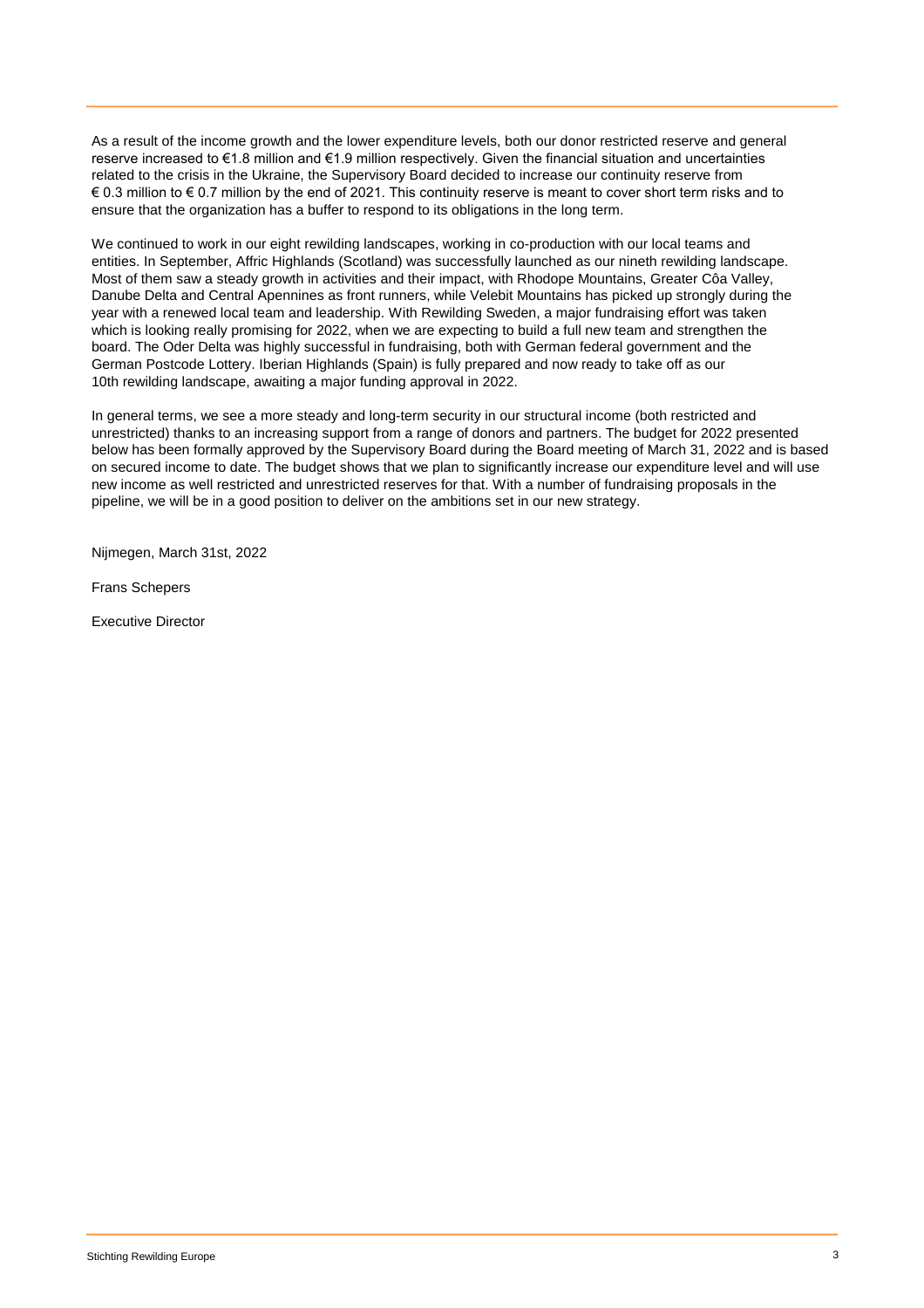As a result of the income growth and the lower expenditure levels, both our donor restricted reserve and general reserve increased to €1.8 million and €1.9 million respectively. Given the financial situation and uncertainties related to the crisis in the Ukraine, the Supervisory Board decided to increase our continuity reserve from € 0.3 million to € 0.7 million by the end of 2021. This continuity reserve is meant to cover short term risks and to ensure that the organization has a buffer to respond to its obligations in the long term.

We continued to work in our eight rewilding landscapes, working in co-production with our local teams and entities. In September, Affric Highlands (Scotland) was successfully launched as our nineth rewilding landscape. Most of them saw a steady growth in activities and their impact, with Rhodope Mountains, Greater Côa Valley, Danube Delta and Central Apennines as front runners, while Velebit Mountains has picked up strongly during the year with a renewed local team and leadership. With Rewilding Sweden, a major fundraising effort was taken which is looking really promising for 2022, when we are expecting to build a full new team and strengthen the board. The Oder Delta was highly successful in fundraising, both with German federal government and the German Postcode Lottery. Iberian Highlands (Spain) is fully prepared and now ready to take off as our 10th rewilding landscape, awaiting a major funding approval in 2022.

In general terms, we see a more steady and long-term security in our structural income (both restricted and unrestricted) thanks to an increasing support from a range of donors and partners. The budget for 2022 presented below has been formally approved by the Supervisory Board during the Board meeting of March 31, 2022 and is based on secured income to date. The budget shows that we plan to significantly increase our expenditure level and will use new income as well restricted and unrestricted reserves for that. With a number of fundraising proposals in the pipeline, we will be in a good position to deliver on the ambitions set in our new strategy.

Nijmegen, March 31st, 2022

Frans Schepers

Executive Director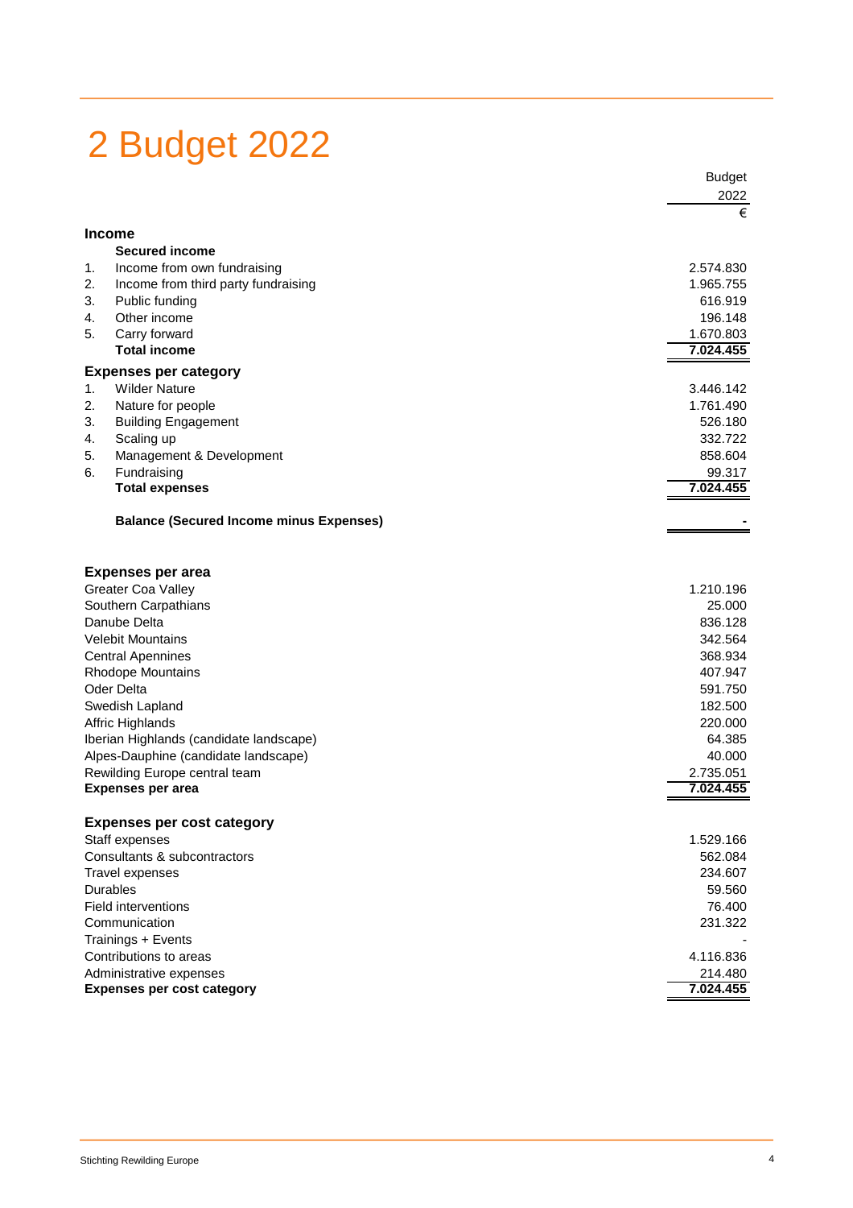# 2 Budget 2022

| | | Budget 2022 € |
|---|---|---|
| **Income** | | |
| | **Secured income** | |
| 1. | Income from own fundraising | 2.574.830 |
| 2. | Income from third party fundraising | 1.965.755 |
| 3. | Public funding | 616.919 |
| 4. | Other income | 196.148 |
| 5. | Carry forward | 1.670.803 |
| | **Total income** | **7.024.455** |
| **Expenses per category** | | |
| 1. | Wilder Nature | 3.446.142 |
| 2. | Nature for people | 1.761.490 |
| 3. | Building Engagement | 526.180 |
| 4. | Scaling up | 332.722 |
| 5. | Management & Development | 858.604 |
| 6. | Fundraising | 99.317 |
| | **Total expenses** | **7.024.455** |
| | **Balance (Secured Income minus Expenses)** | **-** |

| **Expenses per area** | |
|---|---|
| Greater Coa Valley | 1.210.196 |
| Southern Carpathians | 25.000 |
| Danube Delta | 836.128 |
| Velebit Mountains | 342.564 |
| Central Apennines | 368.934 |
| Rhodope Mountains | 407.947 |
| Oder Delta | 591.750 |
| Swedish Lapland | 182.500 |
| Affric Highlands | 220.000 |
| Iberian Highlands (candidate landscape) | 64.385 |
| Alpes-Dauphine (candidate landscape) | 40.000 |
| Rewilding Europe central team | 2.735.051 |
| **Expenses per area** | **7.024.455** |

| **Expenses per cost category** | |
|---|---|
| Staff expenses | 1.529.166 |
| Consultants & subcontractors | 562.084 |
| Travel expenses | 234.607 |
| Durables | 59.560 |
| Field interventions | 76.400 |
| Communication | 231.322 |
| Trainings + Events | - |
| Contributions to areas | 4.116.836 |
| Administrative expenses | 214.480 |
| **Expenses per cost category** | **7.024.455** |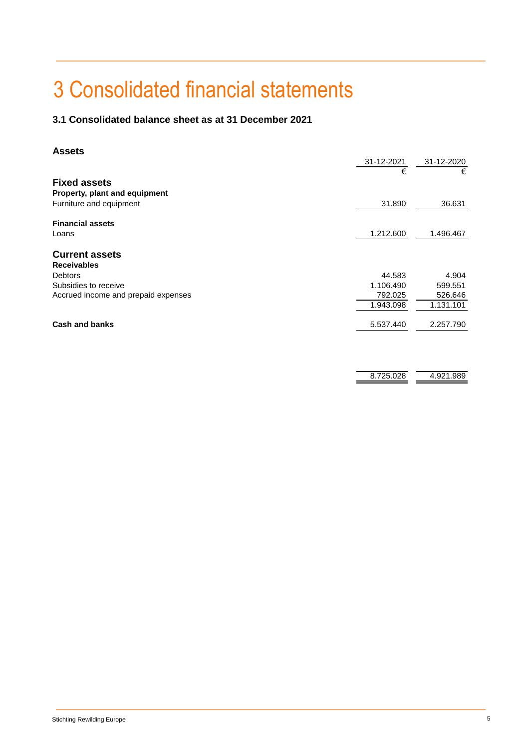# 3 Consolidated financial statements

### 3.1 Consolidated balance sheet as at 31 December 2021

**Assets**

| | 31-12-2021 | 31-12-2020 |
|---|---|---|
| | € | € |
| **Fixed assets** | | |
| **Property, plant and equipment** | | |
| Furniture and equipment | 31.890 | 36.631 |
| **Financial assets** | | |
| Loans | 1.212.600 | 1.496.467 |
| **Current assets** | | |
| **Receivables** | | |
| Debtors | 44.583 | 4.904 |
| Subsidies to receive | 1.106.490 | 599.551 |
| Accrued income and prepaid expenses | 792.025 | 526.646 |
| | 1.943.098 | 1.131.101 |
| **Cash and banks** | 5.537.440 | 2.257.790 |
| | 8.725.028 | 4.921.989 |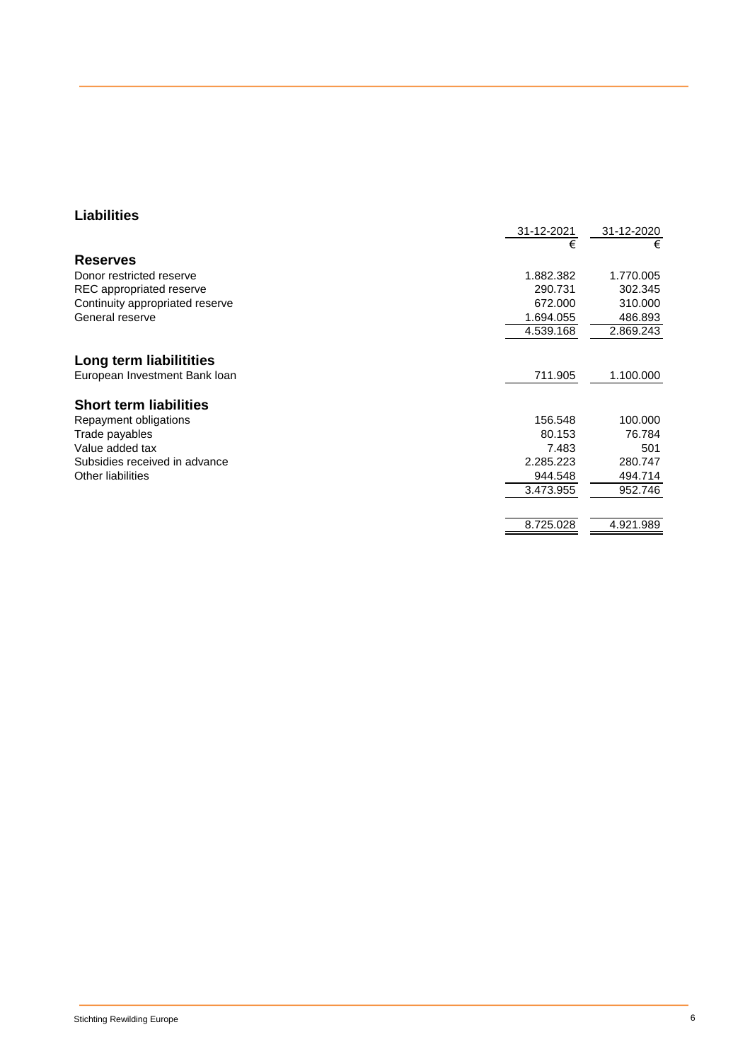## Liabilities

| | 31-12-2021 | 31-12-2020 |
|---|---|---|
| | € | € |
| **Reserves** | | |
| Donor restricted reserve | 1.882.382 | 1.770.005 |
| REC appropriated reserve | 290.731 | 302.345 |
| Continuity appropriated reserve | 672.000 | 310.000 |
| General reserve | 1.694.055 | 486.893 |
| | 4.539.168 | 2.869.243 |
| **Long term liabilitities** | | |
| European Investment Bank loan | 711.905 | 1.100.000 |
| **Short term liabilities** | | |
| Repayment obligations | 156.548 | 100.000 |
| Trade payables | 80.153 | 76.784 |
| Value added tax | 7.483 | 501 |
| Subsidies received in advance | 2.285.223 | 280.747 |
| Other liabilities | 944.548 | 494.714 |
| | 3.473.955 | 952.746 |
| | 8.725.028 | 4.921.989 |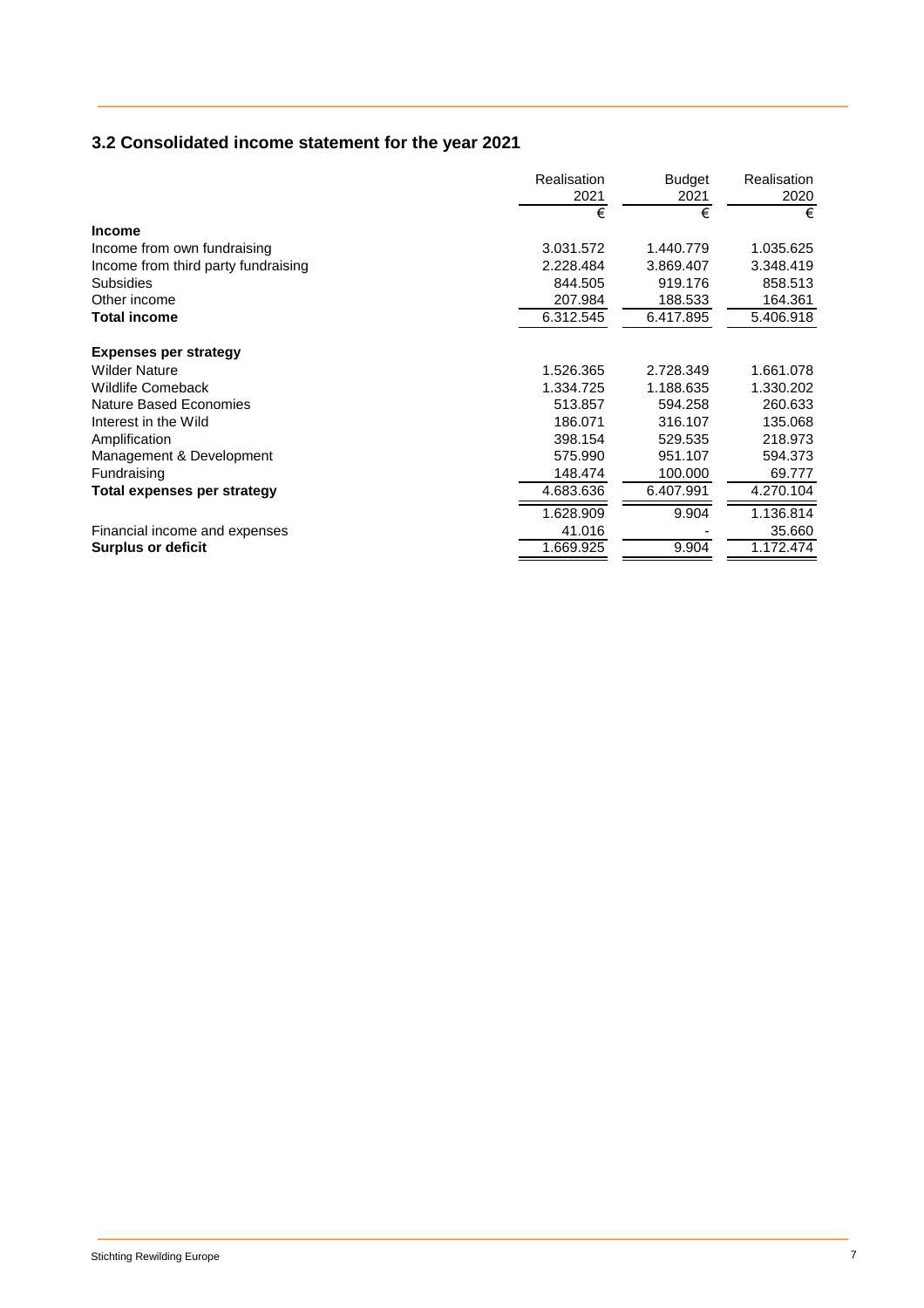## 3.2 Consolidated income statement for the year 2021

| | Realisation 2021 | Budget 2021 | Realisation 2020 |
|---|---|---|---|
| | € | € | € |
| **Income** | | | |
| Income from own fundraising | 3.031.572 | 1.440.779 | 1.035.625 |
| Income from third party fundraising | 2.228.484 | 3.869.407 | 3.348.419 |
| Subsidies | 844.505 | 919.176 | 858.513 |
| Other income | 207.984 | 188.533 | 164.361 |
| **Total income** | 6.312.545 | 6.417.895 | 5.406.918 |
| | | | |
| **Expenses per strategy** | | | |
| Wilder Nature | 1.526.365 | 2.728.349 | 1.661.078 |
| Wildlife Comeback | 1.334.725 | 1.188.635 | 1.330.202 |
| Nature Based Economies | 513.857 | 594.258 | 260.633 |
| Interest in the Wild | 186.071 | 316.107 | 135.068 |
| Amplification | 398.154 | 529.535 | 218.973 |
| Management & Development | 575.990 | 951.107 | 594.373 |
| Fundraising | 148.474 | 100.000 | 69.777 |
| **Total expenses per strategy** | 4.683.636 | 6.407.991 | 4.270.104 |
| | 1.628.909 | 9.904 | 1.136.814 |
| Financial income and expenses | 41.016 | - | 35.660 |
| **Surplus or deficit** | 1.669.925 | 9.904 | 1.172.474 |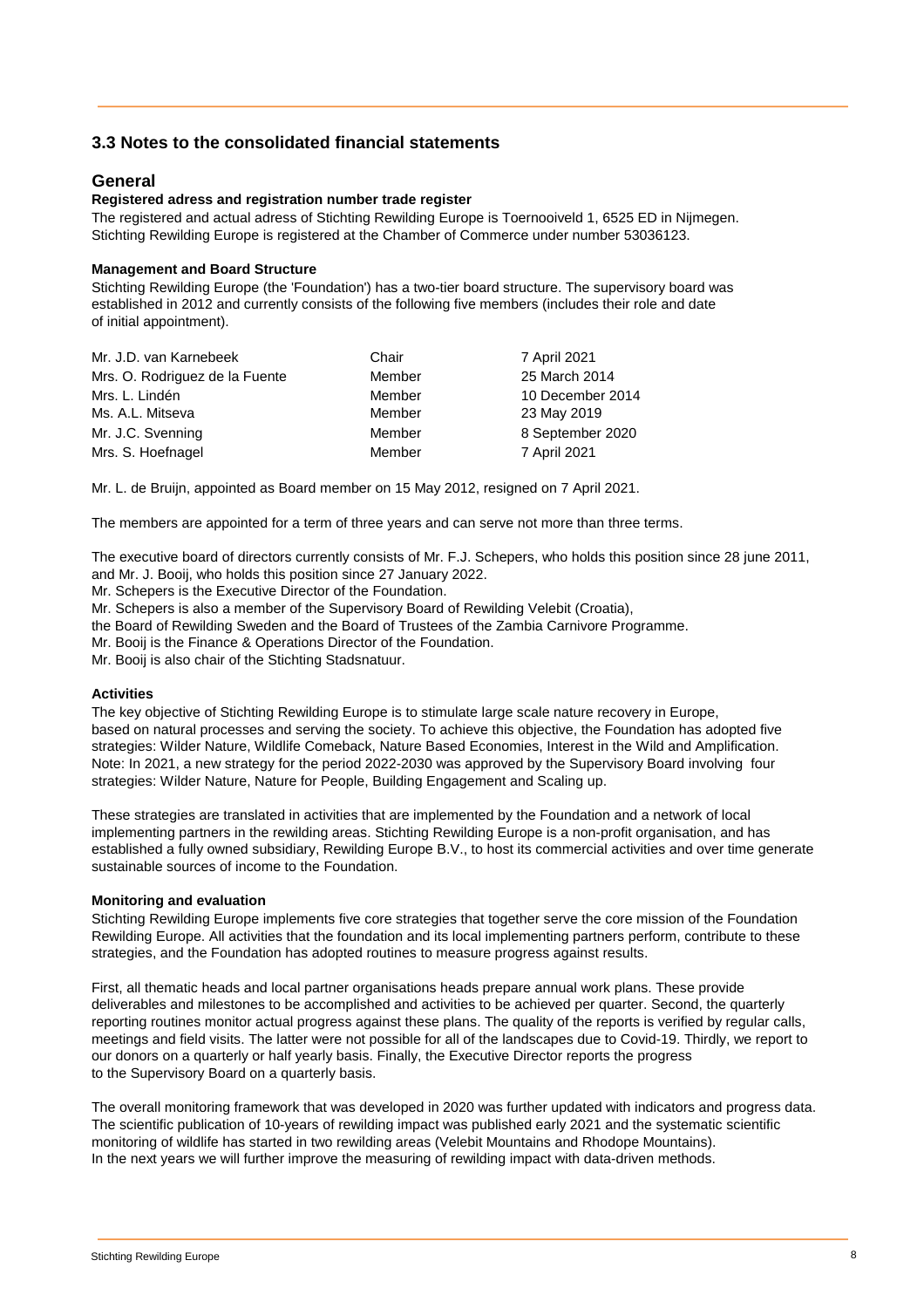## 3.3 Notes to the consolidated financial statements

### General

**Registered adress and registration number trade register**

The registered and actual adress of Stichting Rewilding Europe is Toernooiveld 1, 6525 ED in Nijmegen.
Stichting Rewilding Europe is registered at the Chamber of Commerce under number 53036123.

**Management and Board Structure**

Stichting Rewilding Europe (the 'Foundation') has a two-tier board structure. The supervisory board was established in 2012 and currently consists of the following five members (includes their role and date of initial appointment).

| | | |
|---|---|---|
| Mr. J.D. van Karnebeek | Chair | 7 April 2021 |
| Mrs. O. Rodriguez de la Fuente | Member | 25 March 2014 |
| Mrs. L. Lindén | Member | 10 December 2014 |
| Ms. A.L. Mitseva | Member | 23 May 2019 |
| Mr. J.C. Svenning | Member | 8 September 2020 |
| Mrs. S. Hoefnagel | Member | 7 April 2021 |

Mr. L. de Bruijn, appointed as Board member on 15 May 2012, resigned on 7 April 2021.

The members are appointed for a term of three years and can serve not more than three terms.

The executive board of directors currently consists of Mr. F.J. Schepers, who holds this position since 28 june 2011, and Mr. J. Booij, who holds this position since 27 January 2022.
Mr. Schepers is the Executive Director of the Foundation.
Mr. Schepers is also a member of the Supervisory Board of Rewilding Velebit (Croatia),
the Board of Rewilding Sweden and the Board of Trustees of the Zambia Carnivore Programme.
Mr. Booij is the Finance & Operations Director of the Foundation.
Mr. Booij is also chair of the Stichting Stadsnatuur.

**Activities**

The key objective of Stichting Rewilding Europe is to stimulate large scale nature recovery in Europe, based on natural processes and serving the society. To achieve this objective, the Foundation has adopted five strategies: Wilder Nature, Wildlife Comeback, Nature Based Economies, Interest in the Wild and Amplification. Note: In 2021, a new strategy for the period 2022-2030 was approved by the Supervisory Board involving four strategies: Wilder Nature, Nature for People, Building Engagement and Scaling up.

These strategies are translated in activities that are implemented by the Foundation and a network of local implementing partners in the rewilding areas. Stichting Rewilding Europe is a non-profit organisation, and has established a fully owned subsidiary, Rewilding Europe B.V., to host its commercial activities and over time generate sustainable sources of income to the Foundation.

**Monitoring and evaluation**

Stichting Rewilding Europe implements five core strategies that together serve the core mission of the Foundation Rewilding Europe. All activities that the foundation and its local implementing partners perform, contribute to these strategies, and the Foundation has adopted routines to measure progress against results.

First, all thematic heads and local partner organisations heads prepare annual work plans. These provide deliverables and milestones to be accomplished and activities to be achieved per quarter. Second, the quarterly reporting routines monitor actual progress against these plans. The quality of the reports is verified by regular calls, meetings and field visits. The latter were not possible for all of the landscapes due to Covid-19. Thirdly, we report to our donors on a quarterly or half yearly basis. Finally, the Executive Director reports the progress to the Supervisory Board on a quarterly basis.

The overall monitoring framework that was developed in 2020 was further updated with indicators and progress data. The scientific publication of 10-years of rewilding impact was published early 2021 and the systematic scientific monitoring of wildlife has started in two rewilding areas (Velebit Mountains and Rhodope Mountains). In the next years we will further improve the measuring of rewilding impact with data-driven methods.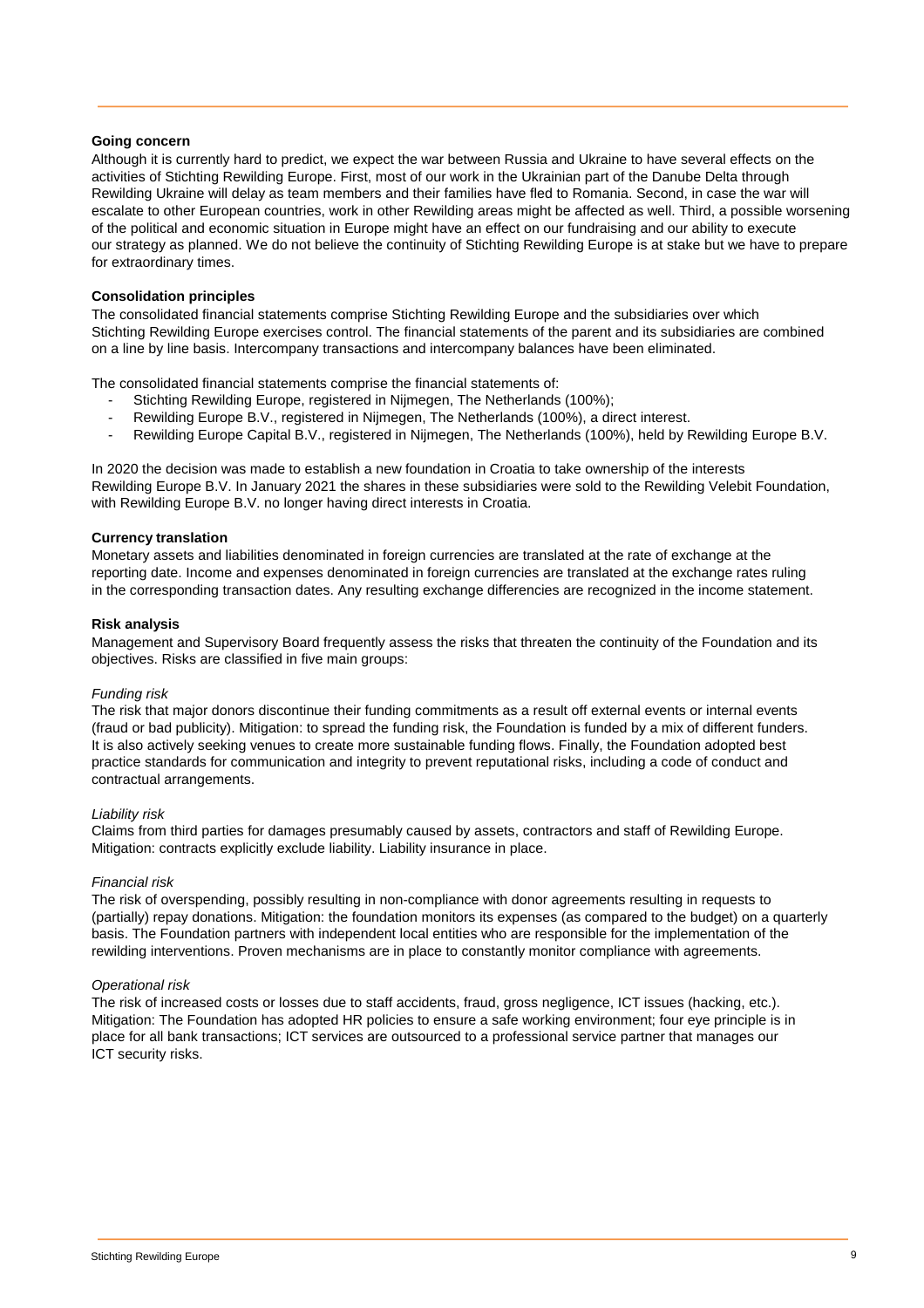**Going concern**

Although it is currently hard to predict, we expect the war between Russia and Ukraine to have several effects on the activities of Stichting Rewilding Europe. First, most of our work in the Ukrainian part of the Danube Delta through Rewilding Ukraine will delay as team members and their families have fled to Romania. Second, in case the war will escalate to other European countries, work in other Rewilding areas might be affected as well. Third, a possible worsening of the political and economic situation in Europe might have an effect on our fundraising and our ability to execute our strategy as planned. We do not believe the continuity of Stichting Rewilding Europe is at stake but we have to prepare for extraordinary times.

**Consolidation principles**

The consolidated financial statements comprise Stichting Rewilding Europe and the subsidiaries over which Stichting Rewilding Europe exercises control. The financial statements of the parent and its subsidiaries are combined on a line by line basis. Intercompany transactions and intercompany balances have been eliminated.

The consolidated financial statements comprise the financial statements of:

- Stichting Rewilding Europe, registered in Nijmegen, The Netherlands (100%);
- Rewilding Europe B.V., registered in Nijmegen, The Netherlands (100%), a direct interest.
- Rewilding Europe Capital B.V., registered in Nijmegen, The Netherlands (100%), held by Rewilding Europe B.V.

In 2020 the decision was made to establish a new foundation in Croatia to take ownership of the interests Rewilding Europe B.V. In January 2021 the shares in these subsidiaries were sold to the Rewilding Velebit Foundation, with Rewilding Europe B.V. no longer having direct interests in Croatia.

**Currency translation**

Monetary assets and liabilities denominated in foreign currencies are translated at the rate of exchange at the reporting date. Income and expenses denominated in foreign currencies are translated at the exchange rates ruling in the corresponding transaction dates. Any resulting exchange differencies are recognized in the income statement.

**Risk analysis**

Management and Supervisory Board frequently assess the risks that threaten the continuity of the Foundation and its objectives. Risks are classified in five main groups:

*Funding risk*

The risk that major donors discontinue their funding commitments as a result off external events or internal events (fraud or bad publicity). Mitigation: to spread the funding risk, the Foundation is funded by a mix of different funders. It is also actively seeking venues to create more sustainable funding flows. Finally, the Foundation adopted best practice standards for communication and integrity to prevent reputational risks, including a code of conduct and contractual arrangements.

*Liability risk*

Claims from third parties for damages presumably caused by assets, contractors and staff of Rewilding Europe. Mitigation: contracts explicitly exclude liability. Liability insurance in place.

*Financial risk*

The risk of overspending, possibly resulting in non-compliance with donor agreements resulting in requests to (partially) repay donations. Mitigation: the foundation monitors its expenses (as compared to the budget) on a quarterly basis. The Foundation partners with independent local entities who are responsible for the implementation of the rewilding interventions. Proven mechanisms are in place to constantly monitor compliance with agreements.

*Operational risk*

The risk of increased costs or losses due to staff accidents, fraud, gross negligence, ICT issues (hacking, etc.). Mitigation: The Foundation has adopted HR policies to ensure a safe working environment; four eye principle is in place for all bank transactions; ICT services are outsourced to a professional service partner that manages our ICT security risks.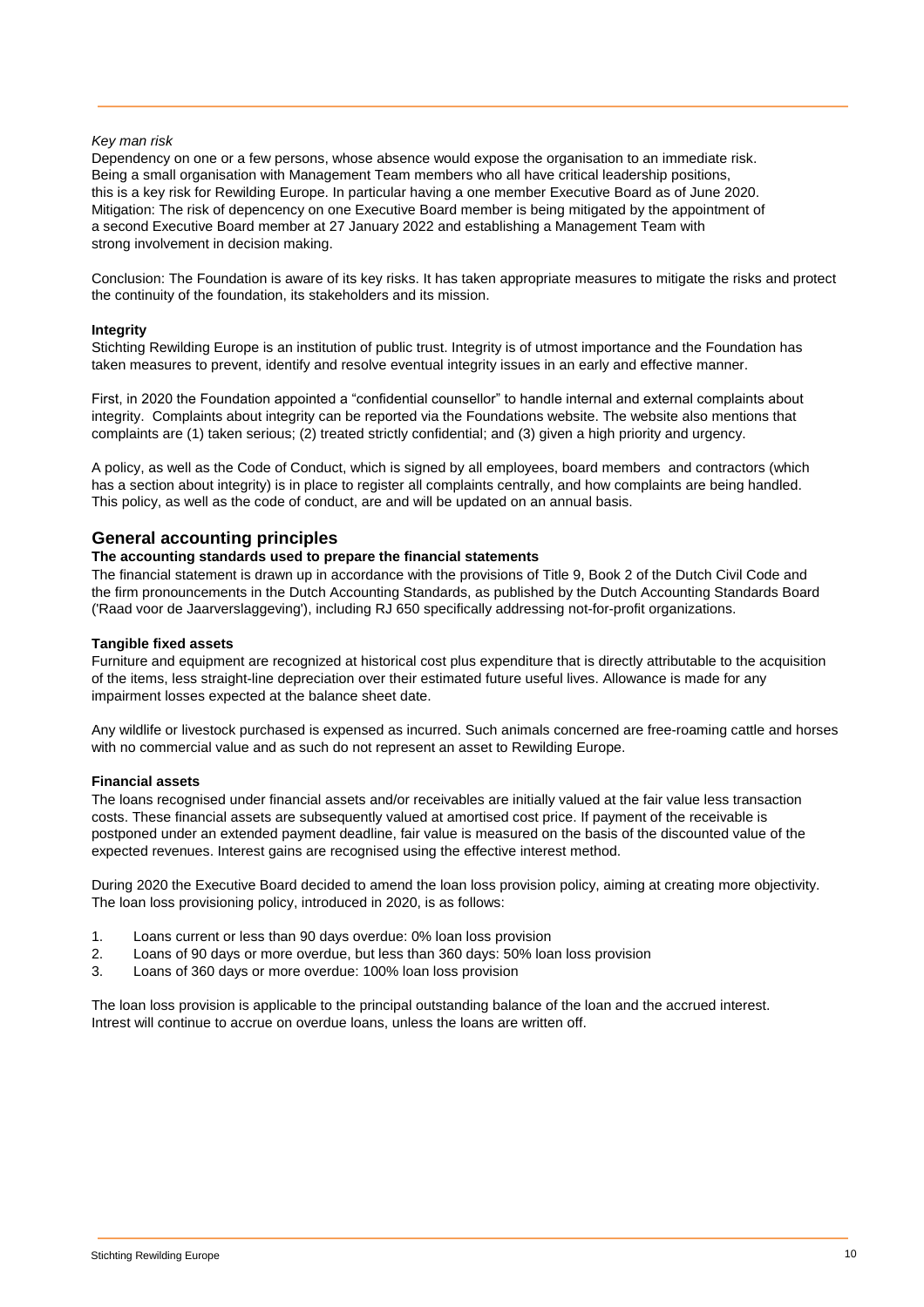*Key man risk*

Dependency on one or a few persons, whose absence would expose the organisation to an immediate risk. Being a small organisation with Management Team members who all have critical leadership positions, this is a key risk for Rewilding Europe. In particular having a one member Executive Board as of June 2020. Mitigation: The risk of depencency on one Executive Board member is being mitigated by the appointment of a second Executive Board member at 27 January 2022 and establishing a Management Team with strong involvement in decision making.

Conclusion: The Foundation is aware of its key risks. It has taken appropriate measures to mitigate the risks and protect the continuity of the foundation, its stakeholders and its mission.

**Integrity**

Stichting Rewilding Europe is an institution of public trust. Integrity is of utmost importance and the Foundation has taken measures to prevent, identify and resolve eventual integrity issues in an early and effective manner.

First, in 2020 the Foundation appointed a "confidential counsellor" to handle internal and external complaints about integrity. Complaints about integrity can be reported via the Foundations website. The website also mentions that complaints are (1) taken serious; (2) treated strictly confidential; and (3) given a high priority and urgency.

A policy, as well as the Code of Conduct, which is signed by all employees, board members and contractors (which has a section about integrity) is in place to register all complaints centrally, and how complaints are being handled. This policy, as well as the code of conduct, are and will be updated on an annual basis.

## General accounting principles

**The accounting standards used to prepare the financial statements**

The financial statement is drawn up in accordance with the provisions of Title 9, Book 2 of the Dutch Civil Code and the firm pronouncements in the Dutch Accounting Standards, as published by the Dutch Accounting Standards Board ('Raad voor de Jaarverslaggeving'), including RJ 650 specifically addressing not-for-profit organizations.

**Tangible fixed assets**

Furniture and equipment are recognized at historical cost plus expenditure that is directly attributable to the acquisition of the items, less straight-line depreciation over their estimated future useful lives. Allowance is made for any impairment losses expected at the balance sheet date.

Any wildlife or livestock purchased is expensed as incurred. Such animals concerned are free-roaming cattle and horses with no commercial value and as such do not represent an asset to Rewilding Europe.

**Financial assets**

The loans recognised under financial assets and/or receivables are initially valued at the fair value less transaction costs. These financial assets are subsequently valued at amortised cost price. If payment of the receivable is postponed under an extended payment deadline, fair value is measured on the basis of the discounted value of the expected revenues. Interest gains are recognised using the effective interest method.

During 2020 the Executive Board decided to amend the loan loss provision policy, aiming at creating more objectivity. The loan loss provisioning policy, introduced in 2020, is as follows:

1. Loans current or less than 90 days overdue: 0% loan loss provision
2. Loans of 90 days or more overdue, but less than 360 days: 50% loan loss provision
3. Loans of 360 days or more overdue: 100% loan loss provision

The loan loss provision is applicable to the principal outstanding balance of the loan and the accrued interest. Intrest will continue to accrue on overdue loans, unless the loans are written off.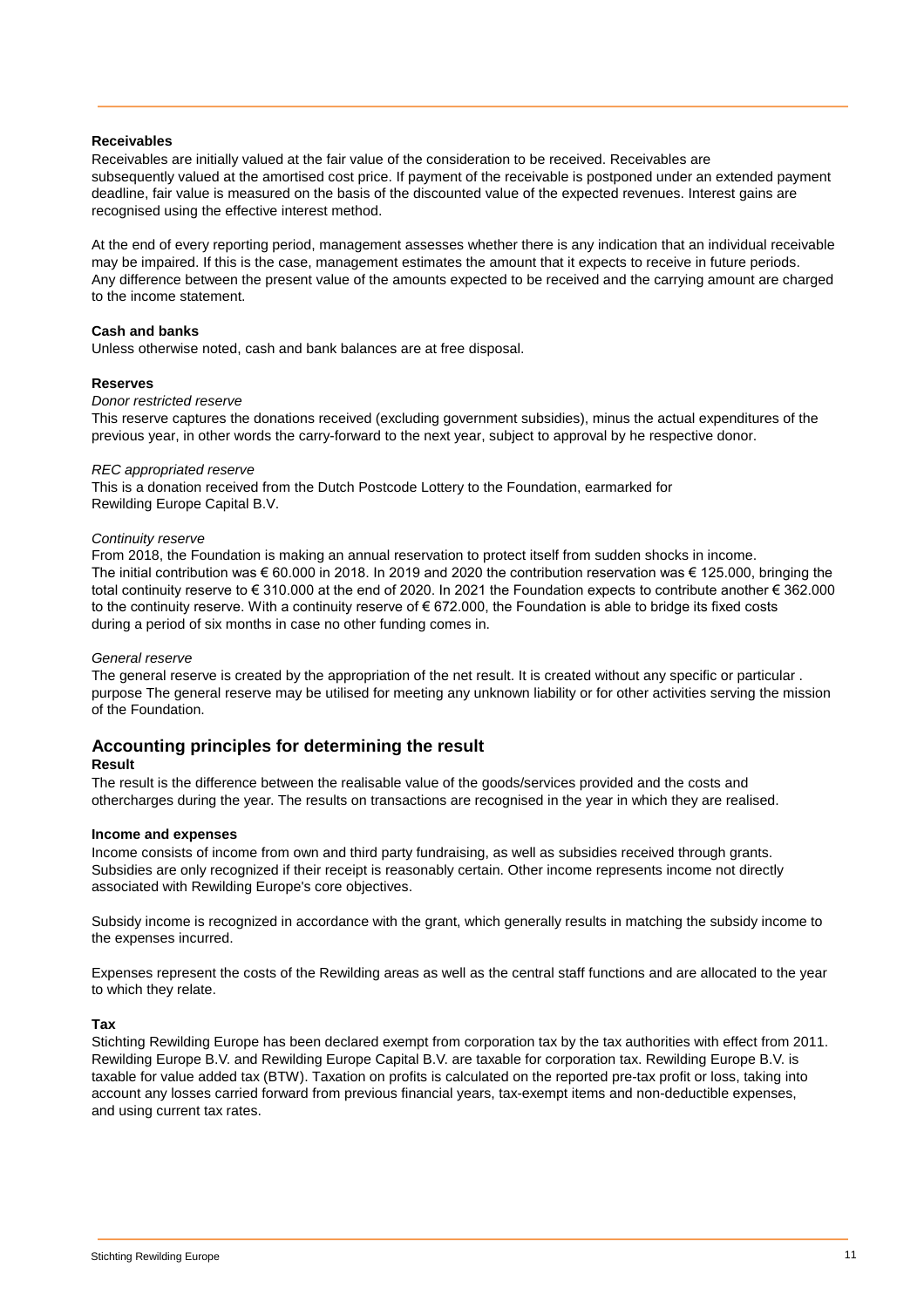**Receivables**

Receivables are initially valued at the fair value of the consideration to be received. Receivables are subsequently valued at the amortised cost price. If payment of the receivable is postponed under an extended payment deadline, fair value is measured on the basis of the discounted value of the expected revenues. Interest gains are recognised using the effective interest method.

At the end of every reporting period, management assesses whether there is any indication that an individual receivable may be impaired. If this is the case, management estimates the amount that it expects to receive in future periods. Any difference between the present value of the amounts expected to be received and the carrying amount are charged to the income statement.

**Cash and banks**

Unless otherwise noted, cash and bank balances are at free disposal.

**Reserves**

*Donor restricted reserve*

This reserve captures the donations received (excluding government subsidies), minus the actual expenditures of the previous year, in other words the carry-forward to the next year, subject to approval by he respective donor.

*REC appropriated reserve*

This is a donation received from the Dutch Postcode Lottery to the Foundation, earmarked for Rewilding Europe Capital B.V.

*Continuity reserve*

From 2018, the Foundation is making an annual reservation to protect itself from sudden shocks in income. The initial contribution was € 60.000 in 2018. In 2019 and 2020 the contribution reservation was € 125.000, bringing the total continuity reserve to € 310.000 at the end of 2020. In 2021 the Foundation expects to contribute another € 362.000 to the continuity reserve. With a continuity reserve of € 672.000, the Foundation is able to bridge its fixed costs during a period of six months in case no other funding comes in.

*General reserve*

The general reserve is created by the appropriation of the net result. It is created without any specific or particular . purpose The general reserve may be utilised for meeting any unknown liability or for other activities serving the mission of the Foundation.

## Accounting principles for determining the result

**Result**

The result is the difference between the realisable value of the goods/services provided and the costs and othercharges during the year. The results on transactions are recognised in the year in which they are realised.

**Income and expenses**

Income consists of income from own and third party fundraising, as well as subsidies received through grants. Subsidies are only recognized if their receipt is reasonably certain. Other income represents income not directly associated with Rewilding Europe's core objectives.

Subsidy income is recognized in accordance with the grant, which generally results in matching the subsidy income to the expenses incurred.

Expenses represent the costs of the Rewilding areas as well as the central staff functions and are allocated to the year to which they relate.

**Tax**

Stichting Rewilding Europe has been declared exempt from corporation tax by the tax authorities with effect from 2011. Rewilding Europe B.V. and Rewilding Europe Capital B.V. are taxable for corporation tax. Rewilding Europe B.V. is taxable for value added tax (BTW). Taxation on profits is calculated on the reported pre-tax profit or loss, taking into account any losses carried forward from previous financial years, tax-exempt items and non-deductible expenses, and using current tax rates.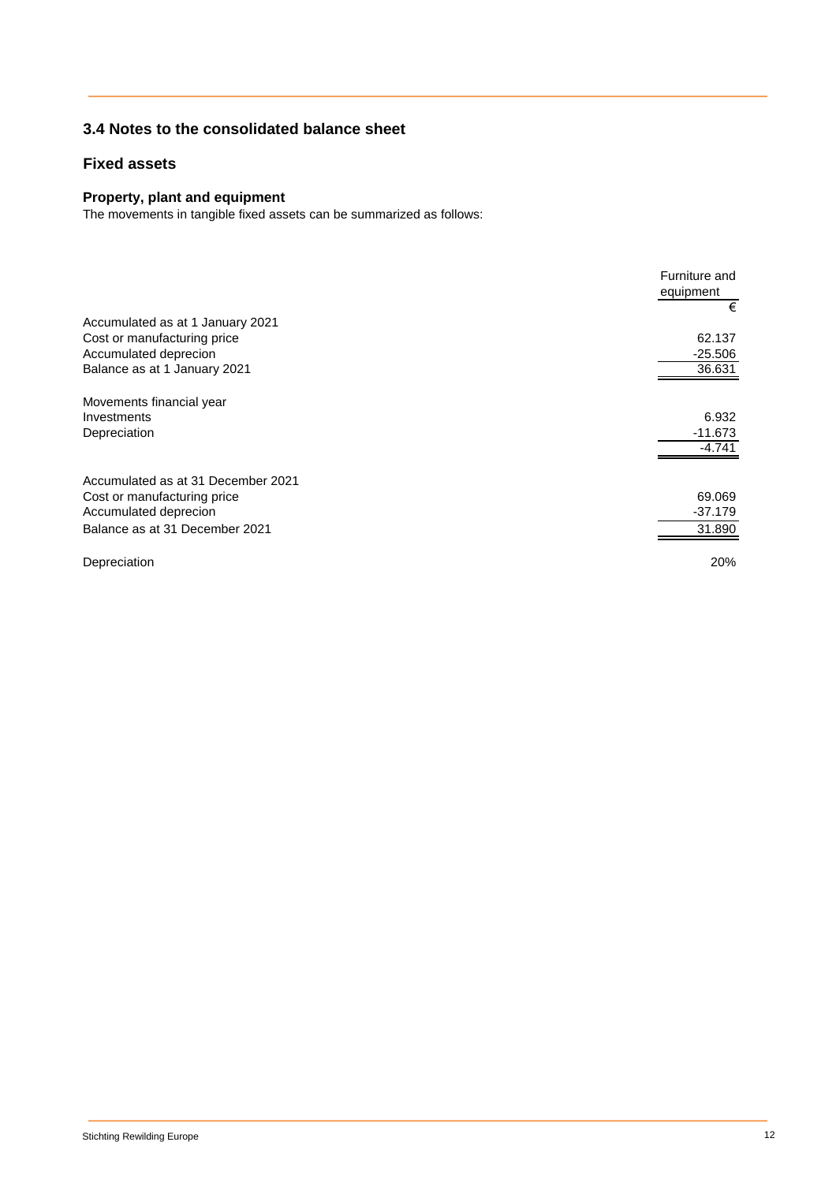## 3.4 Notes to the consolidated balance sheet

### Fixed assets

#### Property, plant and equipment

The movements in tangible fixed assets can be summarized as follows:

| | Furniture and equipment |
|---|---|
| | € |
| Accumulated as at 1 January 2021 | |
| Cost or manufacturing price | 62.137 |
| Accumulated deprecion | -25.506 |
| Balance as at 1 January 2021 | 36.631 |
| | |
| Movements financial year | |
| Investments | 6.932 |
| Depreciation | -11.673 |
| | -4.741 |
| | |
| Accumulated as at 31 December 2021 | |
| Cost or manufacturing price | 69.069 |
| Accumulated deprecion | -37.179 |
| Balance as at 31 December 2021 | 31.890 |
| | |
| Depreciation | 20% |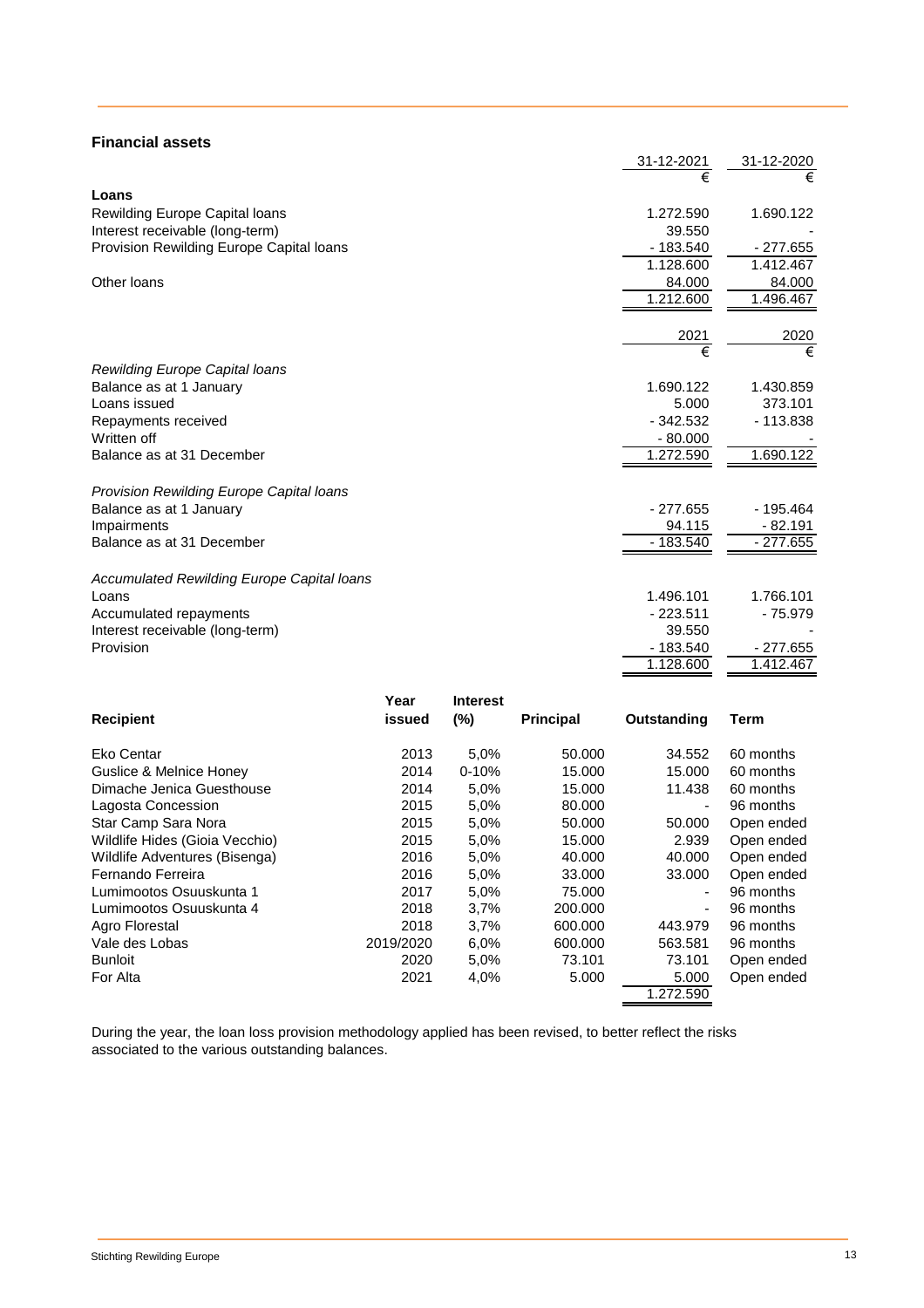## Financial assets

| | 31-12-2021 | 31-12-2020 |
|---|---|---|
| | € | € |
| **Loans** | | |
| Rewilding Europe Capital loans | 1.272.590 | 1.690.122 |
| Interest receivable (long-term) | 39.550 | - |
| Provision Rewilding Europe Capital loans | - 183.540 | - 277.655 |
| | 1.128.600 | 1.412.467 |
| Other loans | 84.000 | 84.000 |
| | 1.212.600 | 1.496.467 |

| | 2021 | 2020 |
|---|---|---|
| | € | € |
| *Rewilding Europe Capital loans* | | |
| Balance as at 1 January | 1.690.122 | 1.430.859 |
| Loans issued | 5.000 | 373.101 |
| Repayments received | - 342.532 | - 113.838 |
| Written off | - 80.000 | - |
| Balance as at 31 December | 1.272.590 | 1.690.122 |
| | | |
| *Provision Rewilding Europe Capital loans* | | |
| Balance as at 1 January | - 277.655 | - 195.464 |
| Impairments | 94.115 | - 82.191 |
| Balance as at 31 December | - 183.540 | - 277.655 |
| | | |
| *Accumulated Rewilding Europe Capital loans* | | |
| Loans | 1.496.101 | 1.766.101 |
| Accumulated repayments | - 223.511 | - 75.979 |
| Interest receivable (long-term) | 39.550 | - |
| Provision | - 183.540 | - 277.655 |
| | 1.128.600 | 1.412.467 |

| Recipient | Year issued | Interest (%) | Principal | Outstanding | Term |
|---|---|---|---|---|---|
| Eko Centar | 2013 | 5,0% | 50.000 | 34.552 | 60 months |
| Guslice & Melnice Honey | 2014 | 0-10% | 15.000 | 15.000 | 60 months |
| Dimache Jenica Guesthouse | 2014 | 5,0% | 15.000 | 11.438 | 60 months |
| Lagosta Concession | 2015 | 5,0% | 80.000 | - | 96 months |
| Star Camp Sara Nora | 2015 | 5,0% | 50.000 | 50.000 | Open ended |
| Wildlife Hides (Gioia Vecchio) | 2015 | 5,0% | 15.000 | 2.939 | Open ended |
| Wildlife Adventures (Bisenga) | 2016 | 5,0% | 40.000 | 40.000 | Open ended |
| Fernando Ferreira | 2016 | 5,0% | 33.000 | 33.000 | Open ended |
| Lumimootos Osuuskunta 1 | 2017 | 5,0% | 75.000 | - | 96 months |
| Lumimootos Osuuskunta 4 | 2018 | 3,7% | 200.000 | - | 96 months |
| Agro Florestal | 2018 | 3,7% | 600.000 | 443.979 | 96 months |
| Vale des Lobas | 2019/2020 | 6,0% | 600.000 | 563.581 | 96 months |
| Bunloit | 2020 | 5,0% | 73.101 | 73.101 | Open ended |
| For Alta | 2021 | 4,0% | 5.000 | 5.000 | Open ended |
| | | | | 1.272.590 | |

During the year, the loan loss provision methodology applied has been revised, to better reflect the risks associated to the various outstanding balances.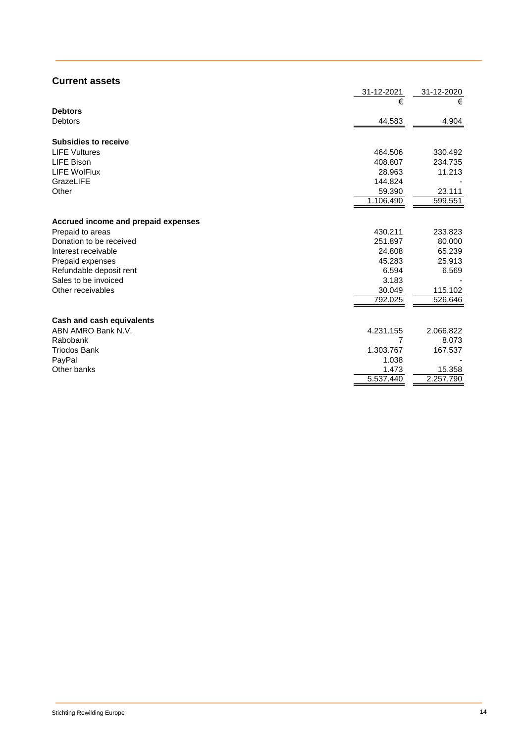## Current assets

| | 31-12-2021 | 31-12-2020 |
|---|---|---|
| | € | € |
| **Debtors** | | |
| Debtors | 44.583 | 4.904 |
| | | |
| **Subsidies to receive** | | |
| LIFE Vultures | 464.506 | 330.492 |
| LIFE Bison | 408.807 | 234.735 |
| LIFE WolFlux | 28.963 | 11.213 |
| GrazeLIFE | 144.824 | - |
| Other | 59.390 | 23.111 |
| | 1.106.490 | 599.551 |
| | | |
| **Accrued income and prepaid expenses** | | |
| Prepaid to areas | 430.211 | 233.823 |
| Donation to be received | 251.897 | 80.000 |
| Interest receivable | 24.808 | 65.239 |
| Prepaid expenses | 45.283 | 25.913 |
| Refundable deposit rent | 6.594 | 6.569 |
| Sales to be invoiced | 3.183 | - |
| Other receivables | 30.049 | 115.102 |
| | 792.025 | 526.646 |
| | | |
| **Cash and cash equivalents** | | |
| ABN AMRO Bank N.V. | 4.231.155 | 2.066.822 |
| Rabobank | 7 | 8.073 |
| Triodos Bank | 1.303.767 | 167.537 |
| PayPal | 1.038 | - |
| Other banks | 1.473 | 15.358 |
| | 5.537.440 | 2.257.790 |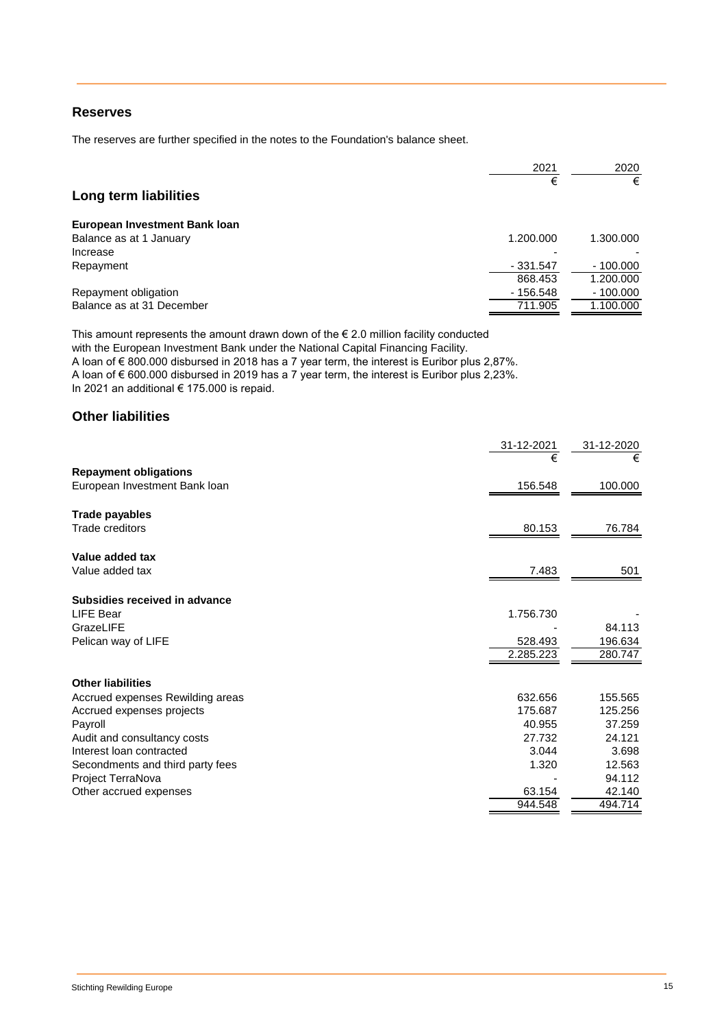## Reserves

The reserves are further specified in the notes to the Foundation's balance sheet.

## Long term liabilities

| | 2021 | 2020 |
|---|---|---|
| | € | € |
| **European Investment Bank loan** | | |
| Balance as at 1 January | 1.200.000 | 1.300.000 |
| Increase | - | - |
| Repayment | - 331.547 | - 100.000 |
| | 868.453 | 1.200.000 |
| Repayment obligation | - 156.548 | - 100.000 |
| Balance as at 31 December | 711.905 | 1.100.000 |

This amount represents the amount drawn down of the € 2.0 million facility conducted with the European Investment Bank under the National Capital Financing Facility.
A loan of € 800.000 disbursed in 2018 has a 7 year term, the interest is Euribor plus 2,87%.
A loan of € 600.000 disbursed in 2019 has a 7 year term, the interest is Euribor plus 2,23%.
In 2021 an additional € 175.000 is repaid.

## Other liabilities

| | 31-12-2021 | 31-12-2020 |
|---|---|---|
| | € | € |
| **Repayment obligations** | | |
| European Investment Bank loan | 156.548 | 100.000 |
| **Trade payables** | | |
| Trade creditors | 80.153 | 76.784 |
| **Value added tax** | | |
| Value added tax | 7.483 | 501 |
| **Subsidies received in advance** | | |
| LIFE Bear | 1.756.730 | - |
| GrazeLIFE | - | 84.113 |
| Pelican way of LIFE | 528.493 | 196.634 |
| | 2.285.223 | 280.747 |
| **Other liabilities** | | |
| Accrued expenses Rewilding areas | 632.656 | 155.565 |
| Accrued expenses projects | 175.687 | 125.256 |
| Payroll | 40.955 | 37.259 |
| Audit and consultancy costs | 27.732 | 24.121 |
| Interest loan contracted | 3.044 | 3.698 |
| Secondments and third party fees | 1.320 | 12.563 |
| Project TerraNova | - | 94.112 |
| Other accrued expenses | 63.154 | 42.140 |
| | 944.548 | 494.714 |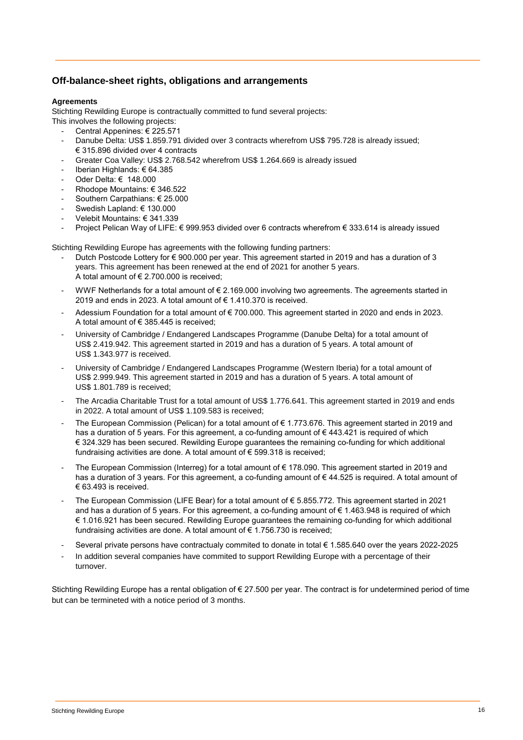## Off-balance-sheet rights, obligations and arrangements

**Agreements**

Stichting Rewilding Europe is contractually committed to fund several projects:
This involves the following projects:

- Central Appenines: € 225.571
- Danube Delta: US$ 1.859.791 divided over 3 contracts wherefrom US$ 795.728 is already issued; € 315.896 divided over 4 contracts
- Greater Coa Valley: US$ 2.768.542 wherefrom US$ 1.264.669 is already issued
- Iberian Highlands: € 64.385
- Oder Delta: € 148.000
- Rhodope Mountains: € 346.522
- Southern Carpathians: € 25.000
- Swedish Lapland: € 130.000
- Velebit Mountains: € 341.339
- Project Pelican Way of LIFE: € 999.953 divided over 6 contracts wherefrom € 333.614 is already issued

Stichting Rewilding Europe has agreements with the following funding partners:

- Dutch Postcode Lottery for € 900.000 per year. This agreement started in 2019 and has a duration of 3 years. This agreement has been renewed at the end of 2021 for another 5 years.
  A total amount of € 2.700.000 is received;
- WWF Netherlands for a total amount of € 2.169.000 involving two agreements. The agreements started in 2019 and ends in 2023. A total amount of € 1.410.370 is received.
- Adessium Foundation for a total amount of € 700.000. This agreement started in 2020 and ends in 2023. A total amount of € 385.445 is received;
- University of Cambridge / Endangered Landscapes Programme (Danube Delta) for a total amount of US$ 2.419.942. This agreement started in 2019 and has a duration of 5 years. A total amount of US$ 1.343.977 is received.
- University of Cambridge / Endangered Landscapes Programme (Western Iberia) for a total amount of US$ 2.999.949. This agreement started in 2019 and has a duration of 5 years. A total amount of US$ 1.801.789 is received;
- The Arcadia Charitable Trust for a total amount of US$ 1.776.641. This agreement started in 2019 and ends in 2022. A total amount of US$ 1.109.583 is received;
- The European Commission (Pelican) for a total amount of € 1.773.676. This agreement started in 2019 and has a duration of 5 years. For this agreement, a co-funding amount of € 443.421 is required of which € 324.329 has been secured. Rewilding Europe guarantees the remaining co-funding for which additional fundraising activities are done. A total amount of € 599.318 is received;
- The European Commission (Interreg) for a total amount of € 178.090. This agreement started in 2019 and has a duration of 3 years. For this agreement, a co-funding amount of € 44.525 is required. A total amount of € 63.493 is received.
- The European Commission (LIFE Bear) for a total amount of € 5.855.772. This agreement started in 2021 and has a duration of 5 years. For this agreement, a co-funding amount of € 1.463.948 is required of which € 1.016.921 has been secured. Rewilding Europe guarantees the remaining co-funding for which additional fundraising activities are done. A total amount of € 1.756.730 is received;
- Several private persons have contractualy commited to donate in total € 1.585.640 over the years 2022-2025
- In addition several companies have commited to support Rewilding Europe with a percentage of their turnover.

Stichting Rewilding Europe has a rental obligation of € 27.500 per year. The contract is for undetermined period of time but can be termineted with a notice period of 3 months.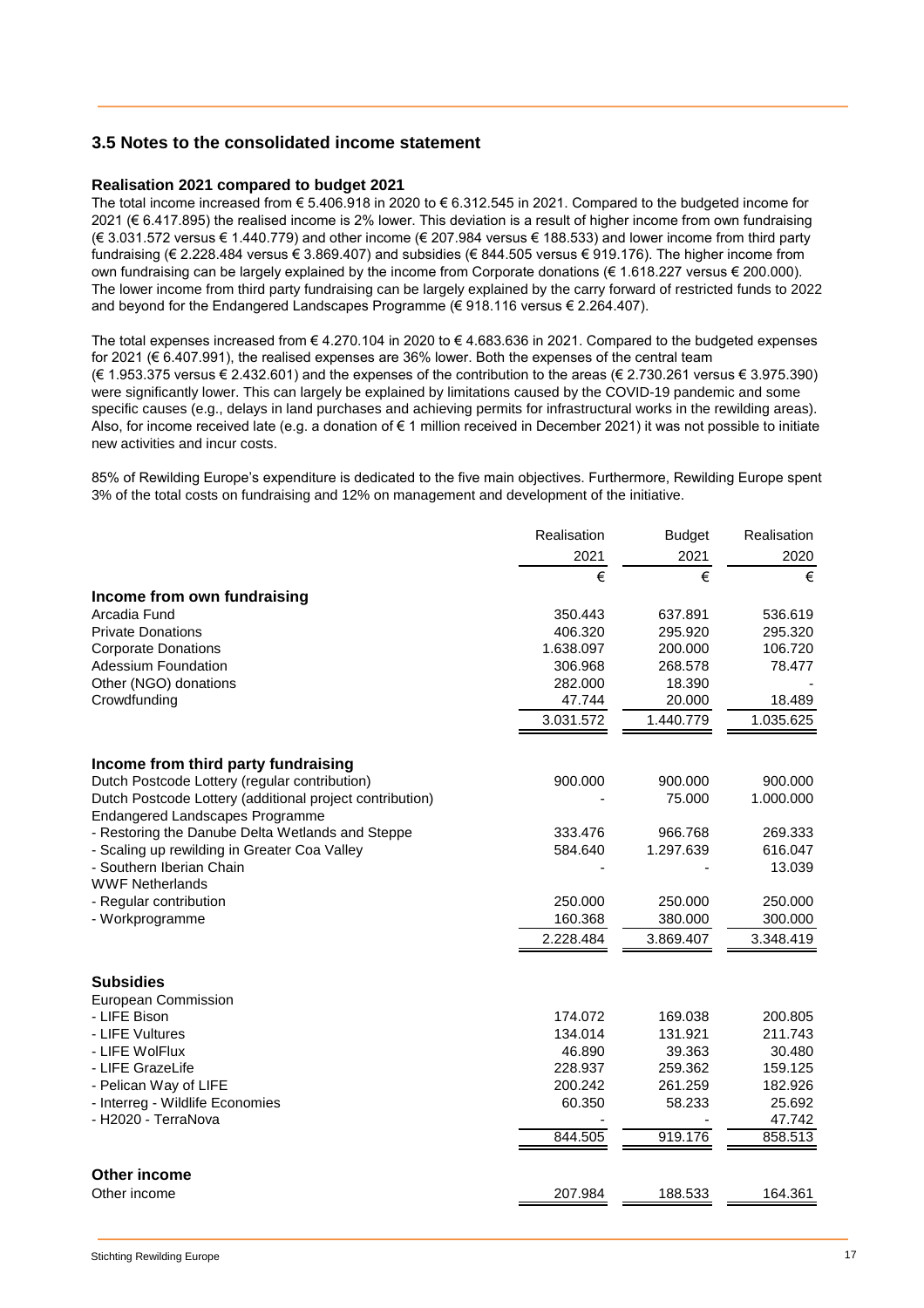## 3.5 Notes to the consolidated income statement

### Realisation 2021 compared to budget 2021

The total income increased from € 5.406.918 in 2020 to € 6.312.545 in 2021. Compared to the budgeted income for 2021 (€ 6.417.895) the realised income is 2% lower. This deviation is a result of higher income from own fundraising (€ 3.031.572 versus € 1.440.779) and other income (€ 207.984 versus € 188.533) and lower income from third party fundraising (€ 2.228.484 versus € 3.869.407) and subsidies (€ 844.505 versus € 919.176). The higher income from own fundraising can be largely explained by the income from Corporate donations (€ 1.618.227 versus € 200.000). The lower income from third party fundraising can be largely explained by the carry forward of restricted funds to 2022 and beyond for the Endangered Landscapes Programme (€ 918.116 versus € 2.264.407).

The total expenses increased from € 4.270.104 in 2020 to € 4.683.636 in 2021. Compared to the budgeted expenses for 2021 (€ 6.407.991), the realised expenses are 36% lower. Both the expenses of the central team (€ 1.953.375 versus € 2.432.601) and the expenses of the contribution to the areas (€ 2.730.261 versus € 3.975.390) were significantly lower. This can largely be explained by limitations caused by the COVID-19 pandemic and some specific causes (e.g., delays in land purchases and achieving permits for infrastructural works in the rewilding areas). Also, for income received late (e.g. a donation of € 1 million received in December 2021) it was not possible to initiate new activities and incur costs.

85% of Rewilding Europe's expenditure is dedicated to the five main objectives. Furthermore, Rewilding Europe spent 3% of the total costs on fundraising and 12% on management and development of the initiative.

| | Realisation 2021 | Budget 2021 | Realisation 2020 |
|---|---|---|---|
| | € | € | € |
| **Income from own fundraising** | | | |
| Arcadia Fund | 350.443 | 637.891 | 536.619 |
| Private Donations | 406.320 | 295.920 | 295.320 |
| Corporate Donations | 1.638.097 | 200.000 | 106.720 |
| Adessium Foundation | 306.968 | 268.578 | 78.477 |
| Other (NGO) donations | 282.000 | 18.390 | - |
| Crowdfunding | 47.744 | 20.000 | 18.489 |
| | 3.031.572 | 1.440.779 | 1.035.625 |
| **Income from third party fundraising** | | | |
| Dutch Postcode Lottery (regular contribution) | 900.000 | 900.000 | 900.000 |
| Dutch Postcode Lottery (additional project contribution) | - | 75.000 | 1.000.000 |
| Endangered Landscapes Programme | | | |
| - Restoring the Danube Delta Wetlands and Steppe | 333.476 | 966.768 | 269.333 |
| - Scaling up rewilding in Greater Coa Valley | 584.640 | 1.297.639 | 616.047 |
| - Southern Iberian Chain | - | - | 13.039 |
| WWF Netherlands | | | |
| - Regular contribution | 250.000 | 250.000 | 250.000 |
| - Workprogramme | 160.368 | 380.000 | 300.000 |
| | 2.228.484 | 3.869.407 | 3.348.419 |
| **Subsidies** | | | |
| European Commission | | | |
| - LIFE Bison | 174.072 | 169.038 | 200.805 |
| - LIFE Vultures | 134.014 | 131.921 | 211.743 |
| - LIFE WolFlux | 46.890 | 39.363 | 30.480 |
| - LIFE GrazeLife | 228.937 | 259.362 | 159.125 |
| - Pelican Way of LIFE | 200.242 | 261.259 | 182.926 |
| - Interreg - Wildlife Economies | 60.350 | 58.233 | 25.692 |
| - H2020 - TerraNova | - | - | 47.742 |
| | 844.505 | 919.176 | 858.513 |
| **Other income** | | | |
| Other income | 207.984 | 188.533 | 164.361 |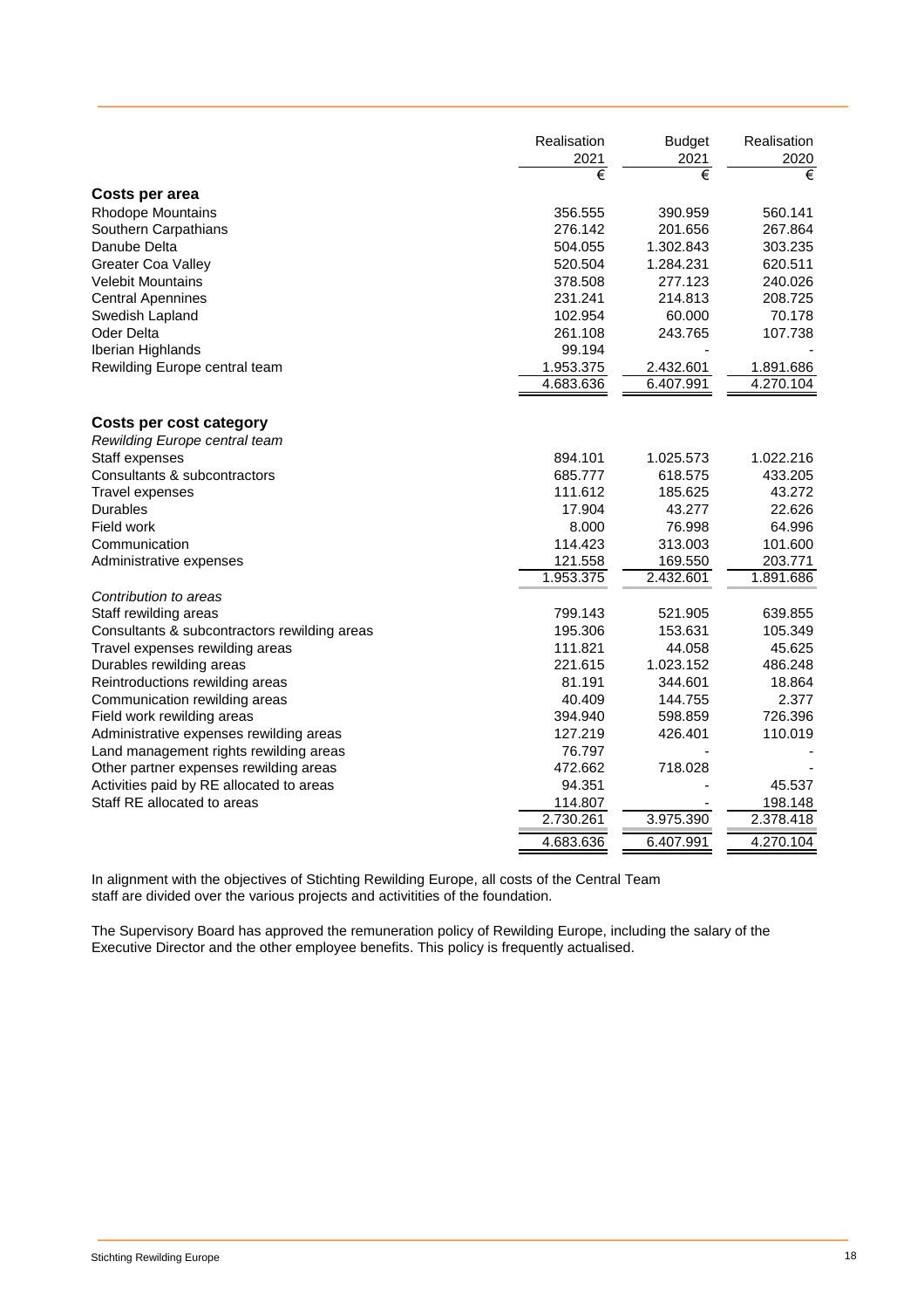| | Realisation 2021 | Budget 2021 | Realisation 2020 |
|---|---|---|---|
| | € | € | € |
| **Costs per area** | | | |
| Rhodope Mountains | 356.555 | 390.959 | 560.141 |
| Southern Carpathians | 276.142 | 201.656 | 267.864 |
| Danube Delta | 504.055 | 1.302.843 | 303.235 |
| Greater Coa Valley | 520.504 | 1.284.231 | 620.511 |
| Velebit Mountains | 378.508 | 277.123 | 240.026 |
| Central Apennines | 231.241 | 214.813 | 208.725 |
| Swedish Lapland | 102.954 | 60.000 | 70.178 |
| Oder Delta | 261.108 | 243.765 | 107.738 |
| Iberian Highlands | 99.194 | - | - |
| Rewilding Europe central team | 1.953.375 | 2.432.601 | 1.891.686 |
| | 4.683.636 | 6.407.991 | 4.270.104 |
| | | | |
| **Costs per cost category** | | | |
| *Rewilding Europe central team* | | | |
| Staff expenses | 894.101 | 1.025.573 | 1.022.216 |
| Consultants & subcontractors | 685.777 | 618.575 | 433.205 |
| Travel expenses | 111.612 | 185.625 | 43.272 |
| Durables | 17.904 | 43.277 | 22.626 |
| Field work | 8.000 | 76.998 | 64.996 |
| Communication | 114.423 | 313.003 | 101.600 |
| Administrative expenses | 121.558 | 169.550 | 203.771 |
| | 1.953.375 | 2.432.601 | 1.891.686 |
| *Contribution to areas* | | | |
| Staff rewilding areas | 799.143 | 521.905 | 639.855 |
| Consultants & subcontractors rewilding areas | 195.306 | 153.631 | 105.349 |
| Travel expenses rewilding areas | 111.821 | 44.058 | 45.625 |
| Durables rewilding areas | 221.615 | 1.023.152 | 486.248 |
| Reintroductions rewilding areas | 81.191 | 344.601 | 18.864 |
| Communication rewilding areas | 40.409 | 144.755 | 2.377 |
| Field work rewilding areas | 394.940 | 598.859 | 726.396 |
| Administrative expenses rewilding areas | 127.219 | 426.401 | 110.019 |
| Land management rights rewilding areas | 76.797 | - | - |
| Other partner expenses rewilding areas | 472.662 | 718.028 | - |
| Activities paid by RE allocated to areas | 94.351 | - | 45.537 |
| Staff RE allocated to areas | 114.807 | - | 198.148 |
| | 2.730.261 | 3.975.390 | 2.378.418 |
| | 4.683.636 | 6.407.991 | 4.270.104 |

In alignment with the objectives of Stichting Rewilding Europe, all costs of the Central Team staff are divided over the various projects and activitities of the foundation.

The Supervisory Board has approved the remuneration policy of Rewilding Europe, including the salary of the Executive Director and the other employee benefits. This policy is frequently actualised.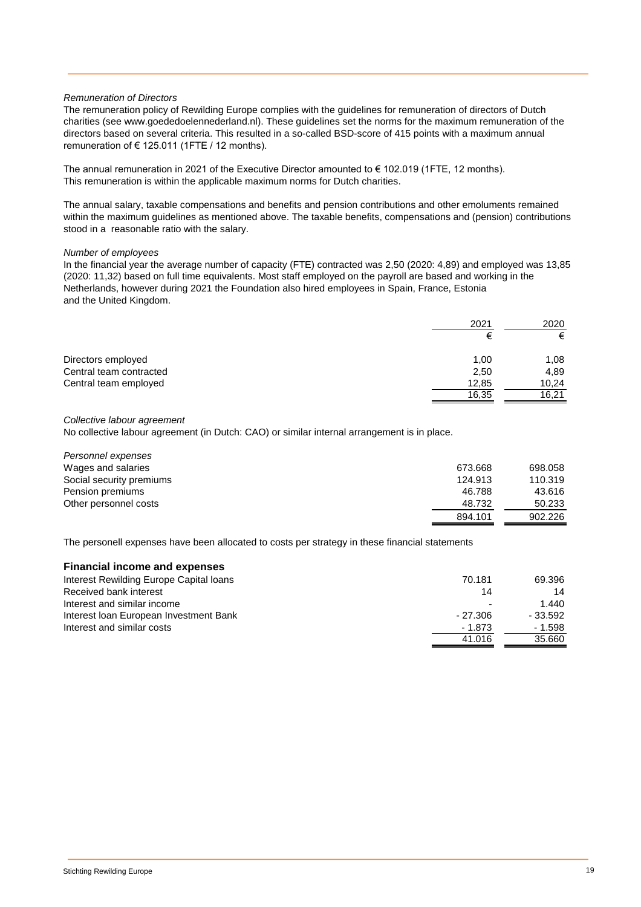*Remuneration of Directors*

The remuneration policy of Rewilding Europe complies with the guidelines for remuneration of directors of Dutch charities (see www.goededoelennederland.nl). These guidelines set the norms for the maximum remuneration of the directors based on several criteria. This resulted in a so-called BSD-score of 415 points with a maximum annual remuneration of € 125.011 (1FTE / 12 months).

The annual remuneration in 2021 of the Executive Director amounted to € 102.019 (1FTE, 12 months). This remuneration is within the applicable maximum norms for Dutch charities.

The annual salary, taxable compensations and benefits and pension contributions and other emoluments remained within the maximum guidelines as mentioned above. The taxable benefits, compensations and (pension) contributions stood in a reasonable ratio with the salary.

*Number of employees*

In the financial year the average number of capacity (FTE) contracted was 2,50 (2020: 4,89) and employed was 13,85 (2020: 11,32) based on full time equivalents. Most staff employed on the payroll are based and working in the Netherlands, however during 2021 the Foundation also hired employees in Spain, France, Estonia and the United Kingdom.

| | 2021 | 2020 |
|---|---|---|
| | € | € |
| Directors employed | 1,00 | 1,08 |
| Central team contracted | 2,50 | 4,89 |
| Central team employed | 12,85 | 10,24 |
| | 16,35 | 16,21 |

*Collective labour agreement*

No collective labour agreement (in Dutch: CAO) or similar internal arrangement is in place.

| *Personnel expenses* | | |
|---|---|---|
| Wages and salaries | 673.668 | 698.058 |
| Social security premiums | 124.913 | 110.319 |
| Pension premiums | 46.788 | 43.616 |
| Other personnel costs | 48.732 | 50.233 |
| | 894.101 | 902.226 |

The personell expenses have been allocated to costs per strategy in these financial statements

## Financial income and expenses

| | | |
|---|---|---|
| Interest Rewilding Europe Capital loans | 70.181 | 69.396 |
| Received bank interest | 14 | 14 |
| Interest and similar income | - | 1.440 |
| Interest loan European Investment Bank | - 27.306 | - 33.592 |
| Interest and similar costs | - 1.873 | - 1.598 |
| | 41.016 | 35.660 |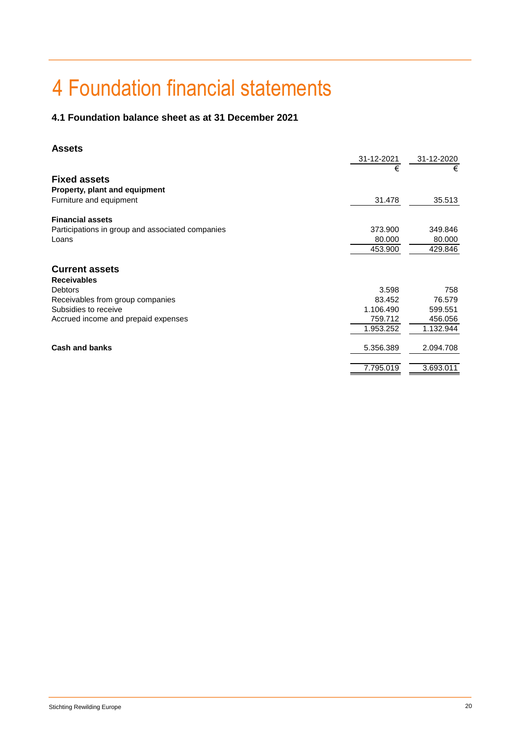# 4 Foundation financial statements

## 4.1 Foundation balance sheet as at 31 December 2021

### Assets

| | 31-12-2021 | 31-12-2020 |
|---|---|---|
| | € | € |
| **Fixed assets** | | |
| **Property, plant and equipment** | | |
| Furniture and equipment | 31.478 | 35.513 |
| | | |
| **Financial assets** | | |
| Participations in group and associated companies | 373.900 | 349.846 |
| Loans | 80.000 | 80.000 |
| | 453.900 | 429.846 |
| | | |
| **Current assets** | | |
| **Receivables** | | |
| Debtors | 3.598 | 758 |
| Receivables from group companies | 83.452 | 76.579 |
| Subsidies to receive | 1.106.490 | 599.551 |
| Accrued income and prepaid expenses | 759.712 | 456.056 |
| | 1.953.252 | 1.132.944 |
| | | |
| **Cash and banks** | 5.356.389 | 2.094.708 |
| | | |
| | 7.795.019 | 3.693.011 |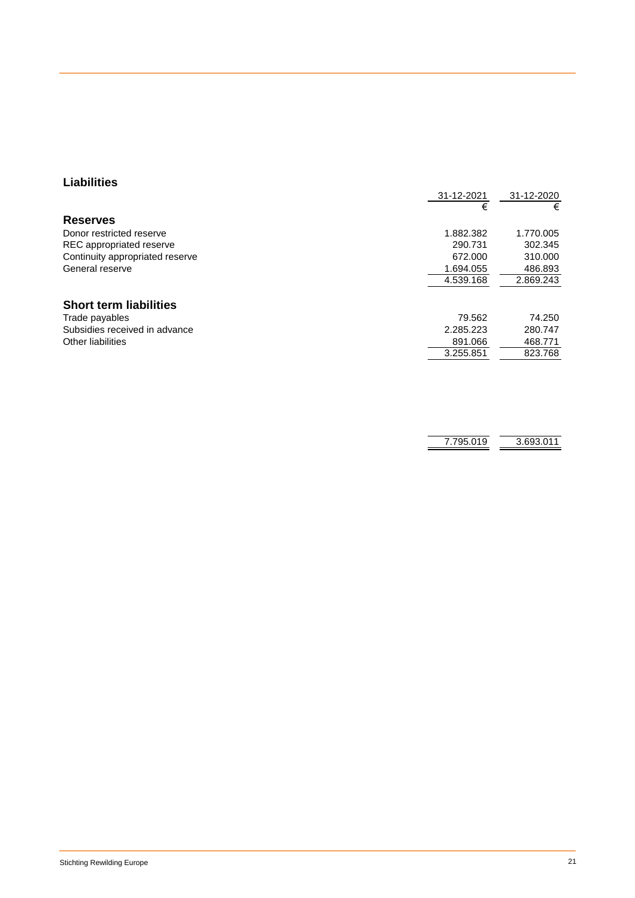## Liabilities

| | 31-12-2021 | 31-12-2020 |
|---|---|---|
| | € | € |
| **Reserves** | | |
| Donor restricted reserve | 1.882.382 | 1.770.005 |
| REC appropriated reserve | 290.731 | 302.345 |
| Continuity appropriated reserve | 672.000 | 310.000 |
| General reserve | 1.694.055 | 486.893 |
| | 4.539.168 | 2.869.243 |
| **Short term liabilities** | | |
| Trade payables | 79.562 | 74.250 |
| Subsidies received in advance | 2.285.223 | 280.747 |
| Other liabilities | 891.066 | 468.771 |
| | 3.255.851 | 823.768 |
| | 7.795.019 | 3.693.011 |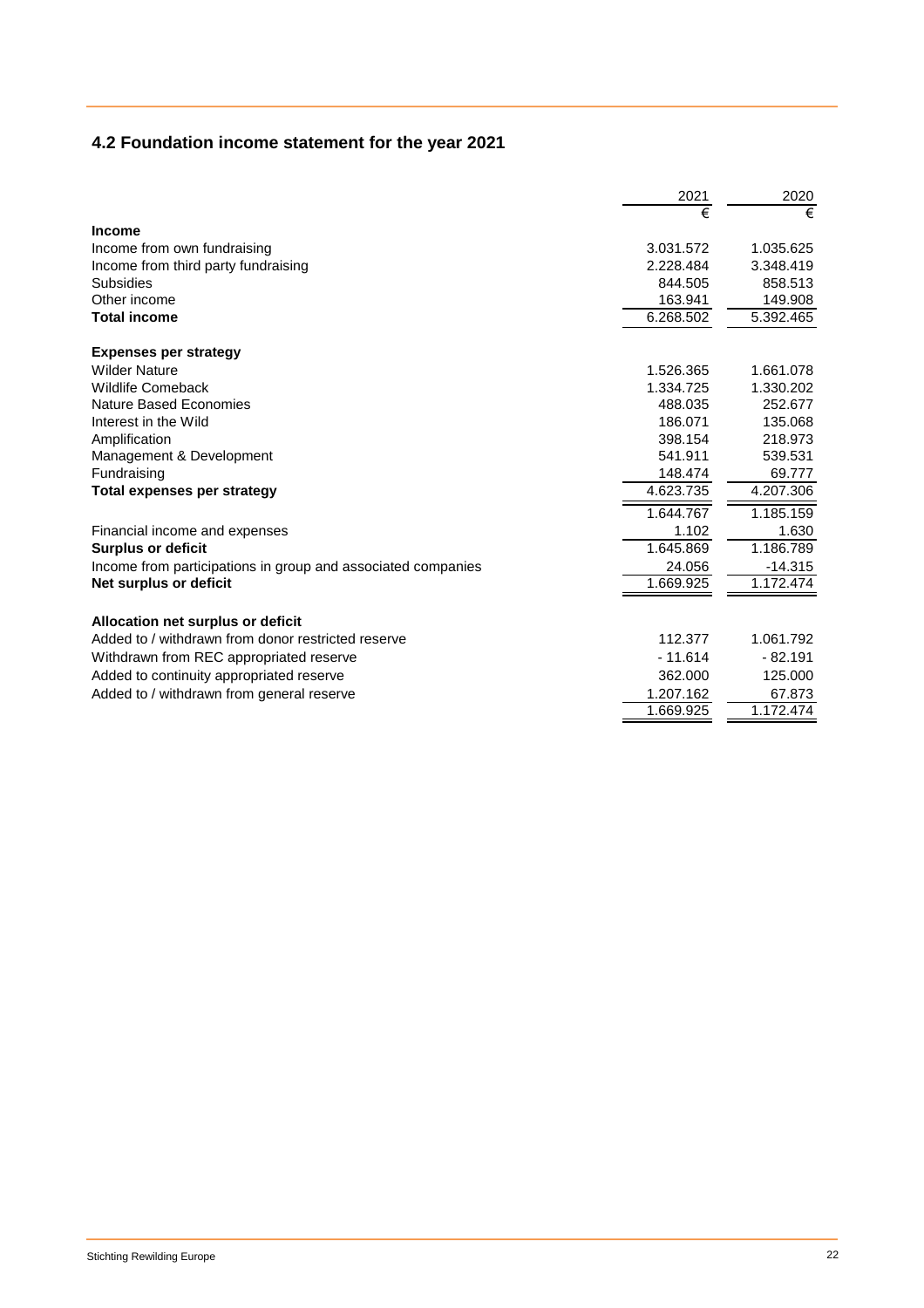## 4.2 Foundation income statement for the year 2021

| | 2021 | 2020 |
|---|---|---|
| | € | € |
| **Income** | | |
| Income from own fundraising | 3.031.572 | 1.035.625 |
| Income from third party fundraising | 2.228.484 | 3.348.419 |
| Subsidies | 844.505 | 858.513 |
| Other income | 163.941 | 149.908 |
| **Total income** | 6.268.502 | 5.392.465 |
| | | |
| **Expenses per strategy** | | |
| Wilder Nature | 1.526.365 | 1.661.078 |
| Wildlife Comeback | 1.334.725 | 1.330.202 |
| Nature Based Economies | 488.035 | 252.677 |
| Interest in the Wild | 186.071 | 135.068 |
| Amplification | 398.154 | 218.973 |
| Management & Development | 541.911 | 539.531 |
| Fundraising | 148.474 | 69.777 |
| **Total expenses per strategy** | 4.623.735 | 4.207.306 |
| | 1.644.767 | 1.185.159 |
| Financial income and expenses | 1.102 | 1.630 |
| **Surplus or deficit** | 1.645.869 | 1.186.789 |
| Income from participations in group and associated companies | 24.056 | -14.315 |
| **Net surplus or deficit** | 1.669.925 | 1.172.474 |
| | | |
| **Allocation net surplus or deficit** | | |
| Added to / withdrawn from donor restricted reserve | 112.377 | 1.061.792 |
| Withdrawn from REC appropriated reserve | - 11.614 | - 82.191 |
| Added to continuity appropriated reserve | 362.000 | 125.000 |
| Added to / withdrawn from general reserve | 1.207.162 | 67.873 |
| | 1.669.925 | 1.172.474 |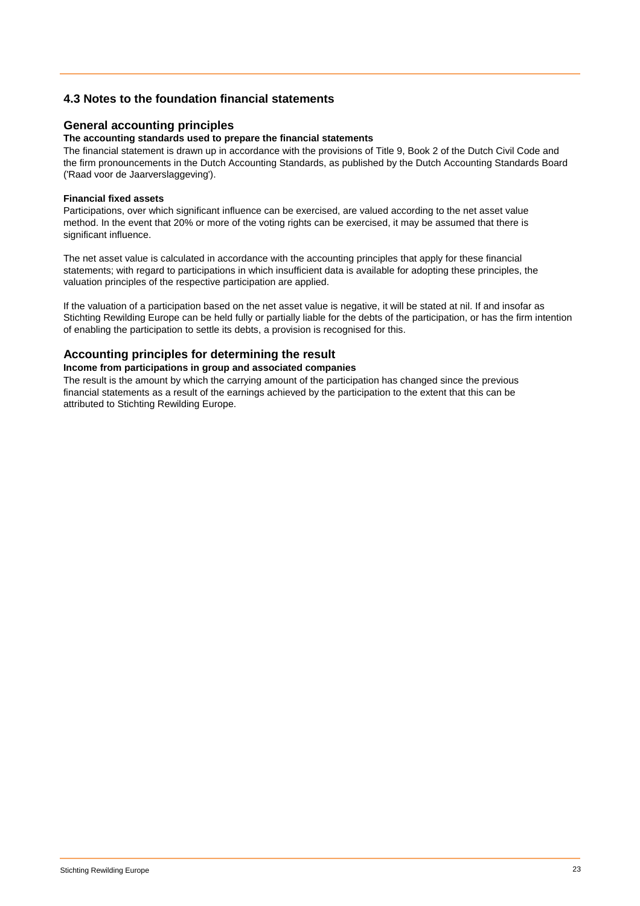## 4.3 Notes to the foundation financial statements

### General accounting principles

**The accounting standards used to prepare the financial statements**

The financial statement is drawn up in accordance with the provisions of Title 9, Book 2 of the Dutch Civil Code and the firm pronouncements in the Dutch Accounting Standards, as published by the Dutch Accounting Standards Board ('Raad voor de Jaarverslaggeving').

**Financial fixed assets**

Participations, over which significant influence can be exercised, are valued according to the net asset value method. In the event that 20% or more of the voting rights can be exercised, it may be assumed that there is significant influence.

The net asset value is calculated in accordance with the accounting principles that apply for these financial statements; with regard to participations in which insufficient data is available for adopting these principles, the valuation principles of the respective participation are applied.

If the valuation of a participation based on the net asset value is negative, it will be stated at nil. If and insofar as Stichting Rewilding Europe can be held fully or partially liable for the debts of the participation, or has the firm intention of enabling the participation to settle its debts, a provision is recognised for this.

### Accounting principles for determining the result

**Income from participations in group and associated companies**

The result is the amount by which the carrying amount of the participation has changed since the previous financial statements as a result of the earnings achieved by the participation to the extent that this can be attributed to Stichting Rewilding Europe.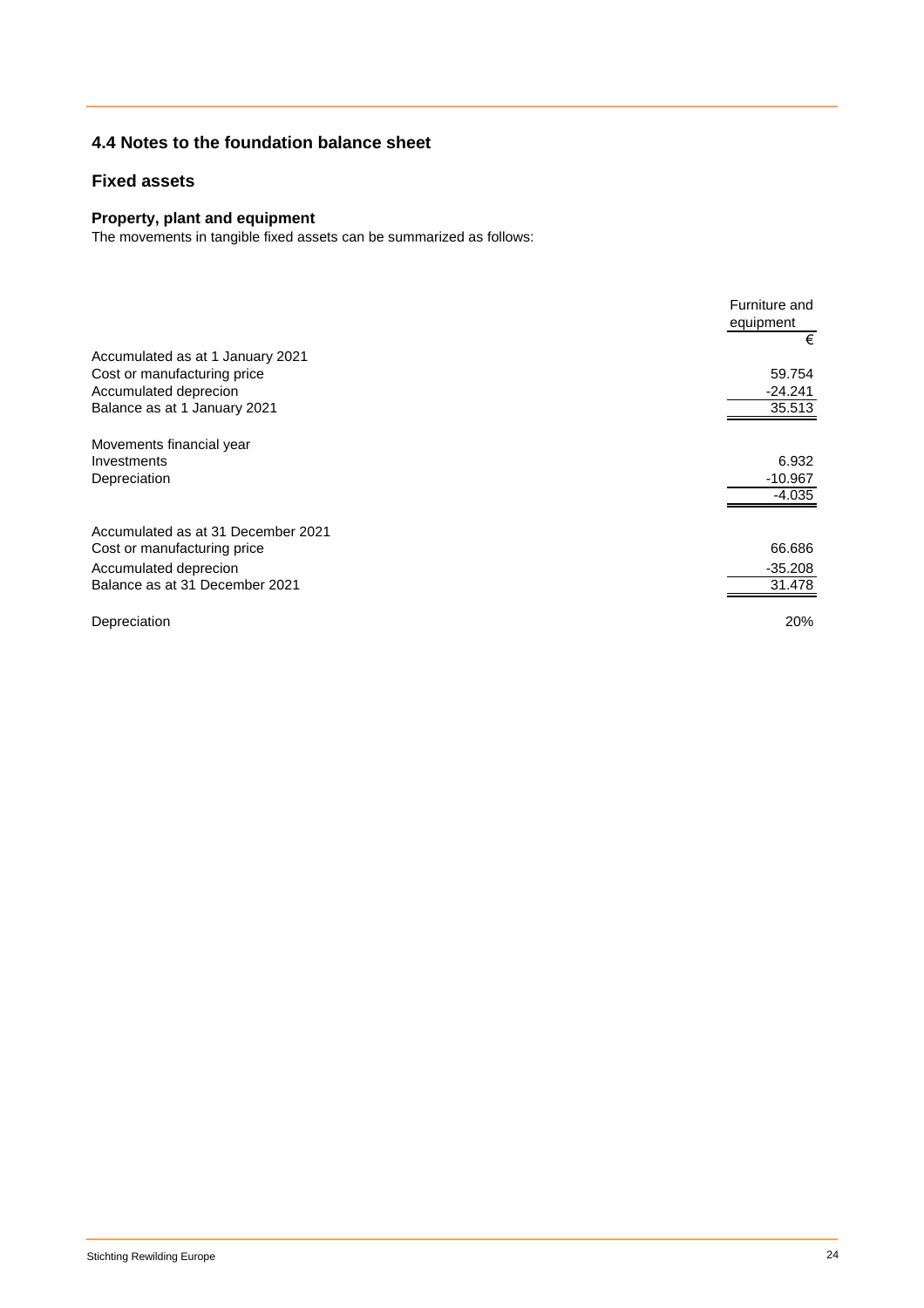## 4.4 Notes to the foundation balance sheet

### Fixed assets

#### Property, plant and equipment

The movements in tangible fixed assets can be summarized as follows:

| | Furniture and equipment |
|---|---|
| | € |
| Accumulated as at 1 January 2021 | |
| Cost or manufacturing price | 59.754 |
| Accumulated deprecion | -24.241 |
| Balance as at 1 January 2021 | 35.513 |
| | |
| Movements financial year | |
| Investments | 6.932 |
| Depreciation | -10.967 |
| | -4.035 |
| | |
| Accumulated as at 31 December 2021 | |
| Cost or manufacturing price | 66.686 |
| Accumulated deprecion | -35.208 |
| Balance as at 31 December 2021 | 31.478 |
| | |
| Depreciation | 20% |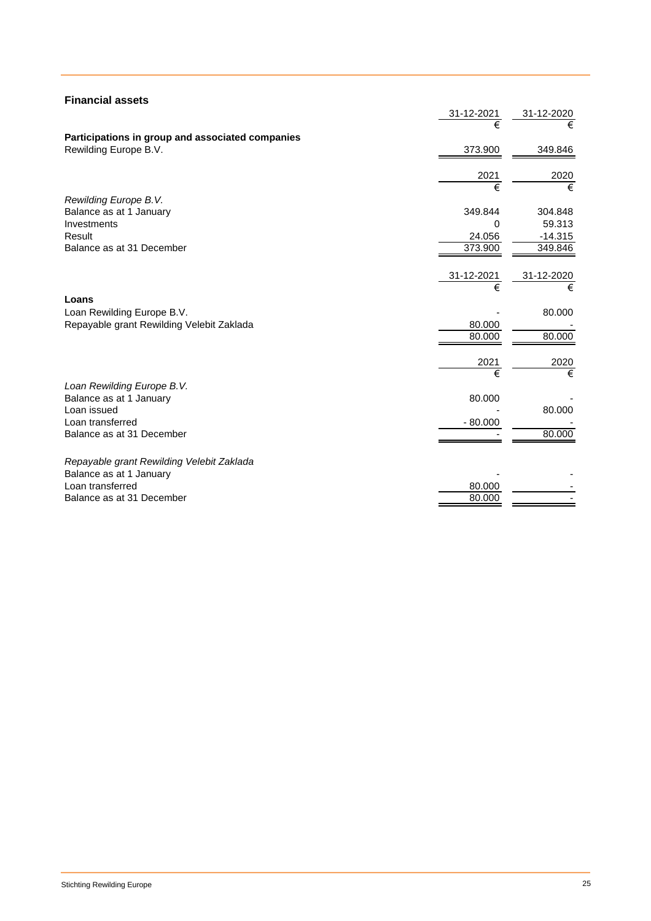## Financial assets

| | 31-12-2021 | 31-12-2020 |
|---|---|---|
| | € | € |
| **Participations in group and associated companies** | | |
| Rewilding Europe B.V. | 373.900 | 349.846 |

| | 2021 | 2020 |
|---|---|---|
| | € | € |
| *Rewilding Europe B.V.* | | |
| Balance as at 1 January | 349.844 | 304.848 |
| Investments | 0 | 59.313 |
| Result | 24.056 | -14.315 |
| Balance as at 31 December | 373.900 | 349.846 |

| | 31-12-2021 | 31-12-2020 |
|---|---|---|
| | € | € |
| **Loans** | | |
| Loan Rewilding Europe B.V. | - | 80.000 |
| Repayable grant Rewilding Velebit Zaklada | 80.000 | - |
| | 80.000 | 80.000 |

| | 2021 | 2020 |
|---|---|---|
| | € | € |
| *Loan Rewilding Europe B.V.* | | |
| Balance as at 1 January | 80.000 | - |
| Loan issued | - | 80.000 |
| Loan transferred | - 80.000 | - |
| Balance as at 31 December | - | 80.000 |
| | | |
| *Repayable grant Rewilding Velebit Zaklada* | | |
| Balance as at 1 January | - | - |
| Loan transferred | 80.000 | - |
| Balance as at 31 December | 80.000 | - |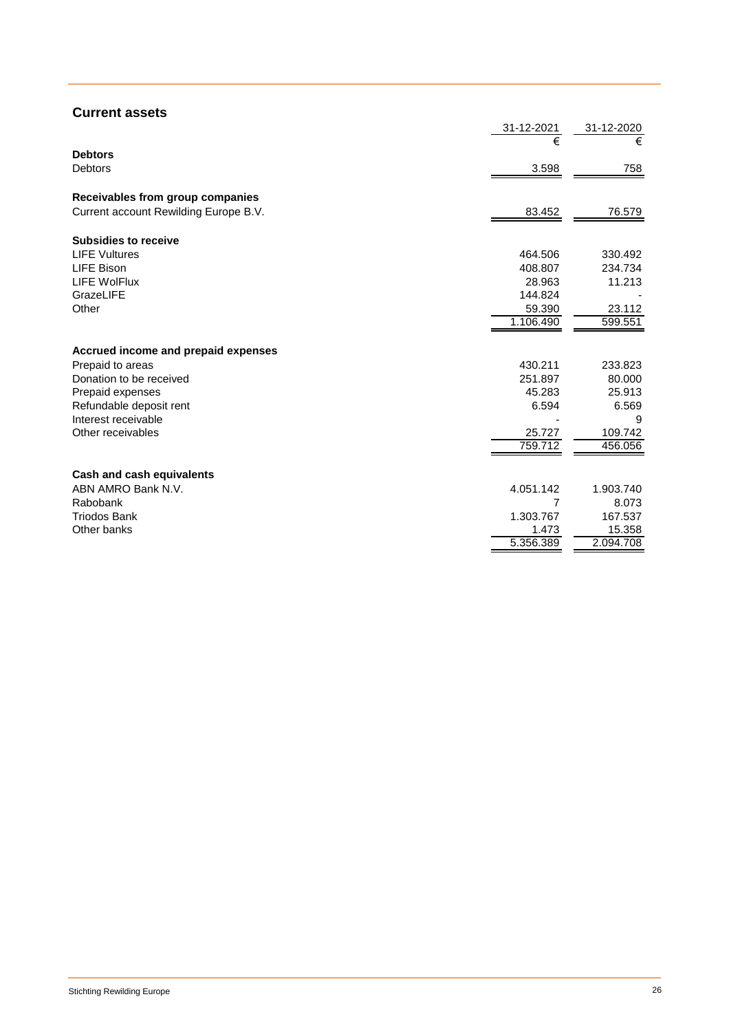## Current assets

| | 31-12-2021 | 31-12-2020 |
|---|---|---|
| | € | € |
| **Debtors** | | |
| Debtors | 3.598 | 758 |
| | | |
| **Receivables from group companies** | | |
| Current account Rewilding Europe B.V. | 83.452 | 76.579 |
| | | |
| **Subsidies to receive** | | |
| LIFE Vultures | 464.506 | 330.492 |
| LIFE Bison | 408.807 | 234.734 |
| LIFE WolFlux | 28.963 | 11.213 |
| GrazeLIFE | 144.824 | - |
| Other | 59.390 | 23.112 |
| | 1.106.490 | 599.551 |
| | | |
| **Accrued income and prepaid expenses** | | |
| Prepaid to areas | 430.211 | 233.823 |
| Donation to be received | 251.897 | 80.000 |
| Prepaid expenses | 45.283 | 25.913 |
| Refundable deposit rent | 6.594 | 6.569 |
| Interest receivable | - | 9 |
| Other receivables | 25.727 | 109.742 |
| | 759.712 | 456.056 |
| | | |
| **Cash and cash equivalents** | | |
| ABN AMRO Bank N.V. | 4.051.142 | 1.903.740 |
| Rabobank | 7 | 8.073 |
| Triodos Bank | 1.303.767 | 167.537 |
| Other banks | 1.473 | 15.358 |
| | 5.356.389 | 2.094.708 |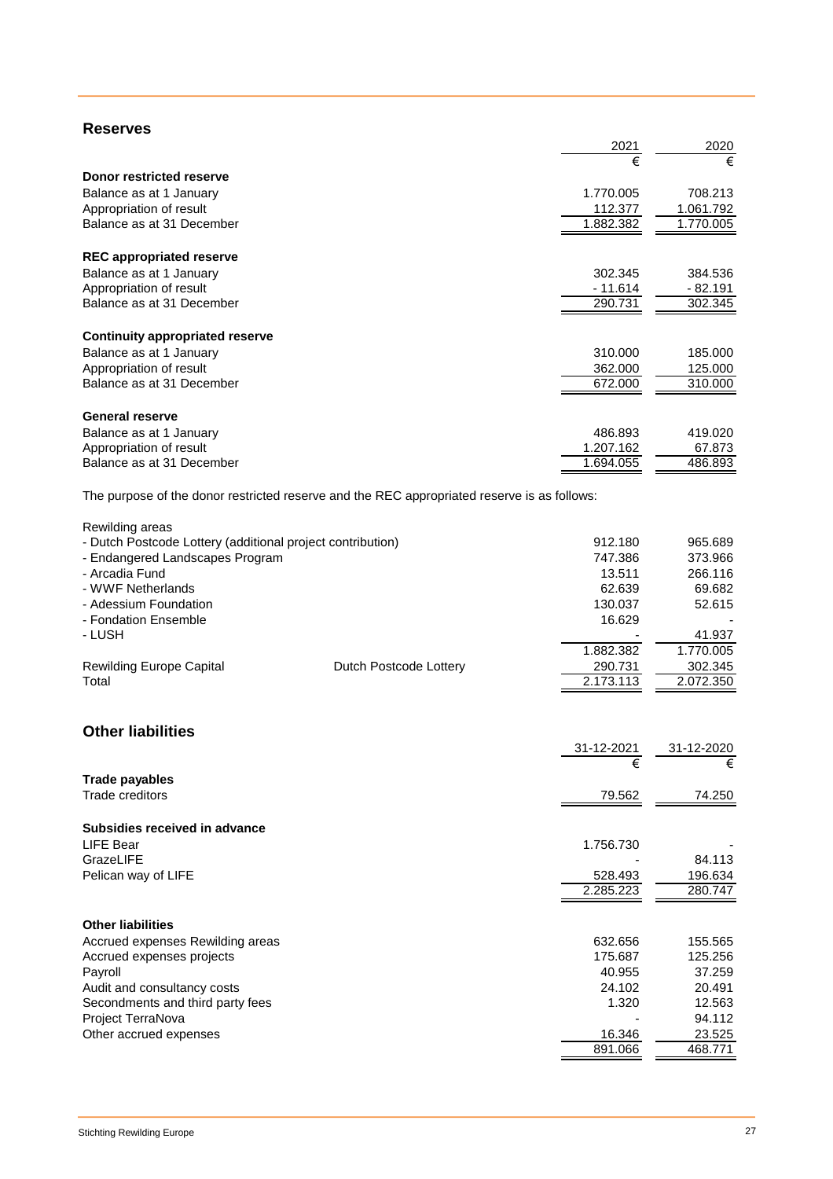## Reserves

| | 2021 | 2020 |
|---|---|---|
| | € | € |
| **Donor restricted reserve** | | |
| Balance as at 1 January | 1.770.005 | 708.213 |
| Appropriation of result | 112.377 | 1.061.792 |
| Balance as at 31 December | 1.882.382 | 1.770.005 |
| | | |
| **REC appropriated reserve** | | |
| Balance as at 1 January | 302.345 | 384.536 |
| Appropriation of result | - 11.614 | - 82.191 |
| Balance as at 31 December | 290.731 | 302.345 |
| | | |
| **Continuity appropriated reserve** | | |
| Balance as at 1 January | 310.000 | 185.000 |
| Appropriation of result | 362.000 | 125.000 |
| Balance as at 31 December | 672.000 | 310.000 |
| | | |
| **General reserve** | | |
| Balance as at 1 January | 486.893 | 419.020 |
| Appropriation of result | 1.207.162 | 67.873 |
| Balance as at 31 December | 1.694.055 | 486.893 |

The purpose of the donor restricted reserve and the REC appropriated reserve is as follows:

| | | 2021 | 2020 |
|---|---|---|---|
| Rewilding areas | | | |
| - Dutch Postcode Lottery (additional project contribution) | | 912.180 | 965.689 |
| - Endangered Landscapes Program | | 747.386 | 373.966 |
| - Arcadia Fund | | 13.511 | 266.116 |
| - WWF Netherlands | | 62.639 | 69.682 |
| - Adessium Foundation | | 130.037 | 52.615 |
| - Fondation Ensemble | | 16.629 | - |
| - LUSH | | - | 41.937 |
| | | 1.882.382 | 1.770.005 |
| Rewilding Europe Capital | Dutch Postcode Lottery | 290.731 | 302.345 |
| Total | | 2.173.113 | 2.072.350 |

## Other liabilities

| | 31-12-2021 | 31-12-2020 |
|---|---|---|
| | € | € |
| **Trade payables** | | |
| Trade creditors | 79.562 | 74.250 |
| | | |
| **Subsidies received in advance** | | |
| LIFE Bear | 1.756.730 | - |
| GrazeLIFE | - | 84.113 |
| Pelican way of LIFE | 528.493 | 196.634 |
| | 2.285.223 | 280.747 |
| | | |
| **Other liabilities** | | |
| Accrued expenses Rewilding areas | 632.656 | 155.565 |
| Accrued expenses projects | 175.687 | 125.256 |
| Payroll | 40.955 | 37.259 |
| Audit and consultancy costs | 24.102 | 20.491 |
| Secondments and third party fees | 1.320 | 12.563 |
| Project TerraNova | - | 94.112 |
| Other accrued expenses | 16.346 | 23.525 |
| | 891.066 | 468.771 |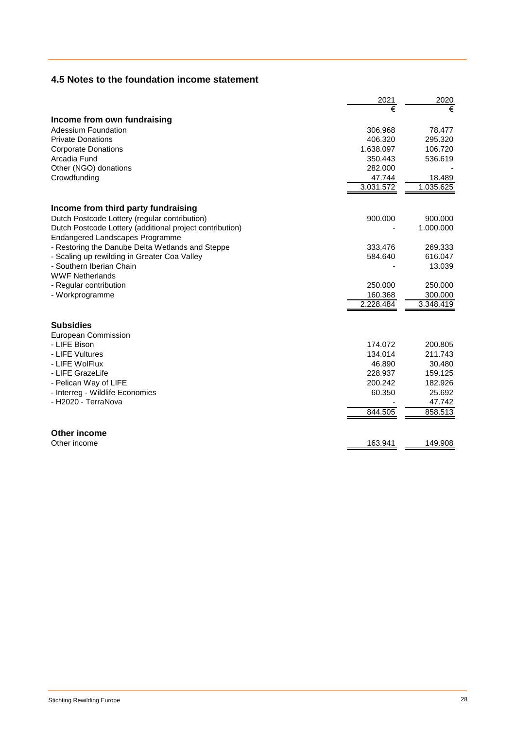## 4.5 Notes to the foundation income statement

| | 2021 | 2020 |
|---|---|---|
| | € | € |
| **Income from own fundraising** | | |
| Adessium Foundation | 306.968 | 78.477 |
| Private Donations | 406.320 | 295.320 |
| Corporate Donations | 1.638.097 | 106.720 |
| Arcadia Fund | 350.443 | 536.619 |
| Other (NGO) donations | 282.000 | - |
| Crowdfunding | 47.744 | 18.489 |
| | 3.031.572 | 1.035.625 |
| **Income from third party fundraising** | | |
| Dutch Postcode Lottery (regular contribution) | 900.000 | 900.000 |
| Dutch Postcode Lottery (additional project contribution) | - | 1.000.000 |
| Endangered Landscapes Programme | | |
| - Restoring the Danube Delta Wetlands and Steppe | 333.476 | 269.333 |
| - Scaling up rewilding in Greater Coa Valley | 584.640 | 616.047 |
| - Southern Iberian Chain | - | 13.039 |
| WWF Netherlands | | |
| - Regular contribution | 250.000 | 250.000 |
| - Workprogramme | 160.368 | 300.000 |
| | 2.228.484 | 3.348.419 |
| **Subsidies** | | |
| European Commission | | |
| - LIFE Bison | 174.072 | 200.805 |
| - LIFE Vultures | 134.014 | 211.743 |
| - LIFE WolFlux | 46.890 | 30.480 |
| - LIFE GrazeLife | 228.937 | 159.125 |
| - Pelican Way of LIFE | 200.242 | 182.926 |
| - Interreg - Wildlife Economies | 60.350 | 25.692 |
| - H2020 - TerraNova | - | 47.742 |
| | 844.505 | 858.513 |
| **Other income** | | |
| Other income | 163.941 | 149.908 |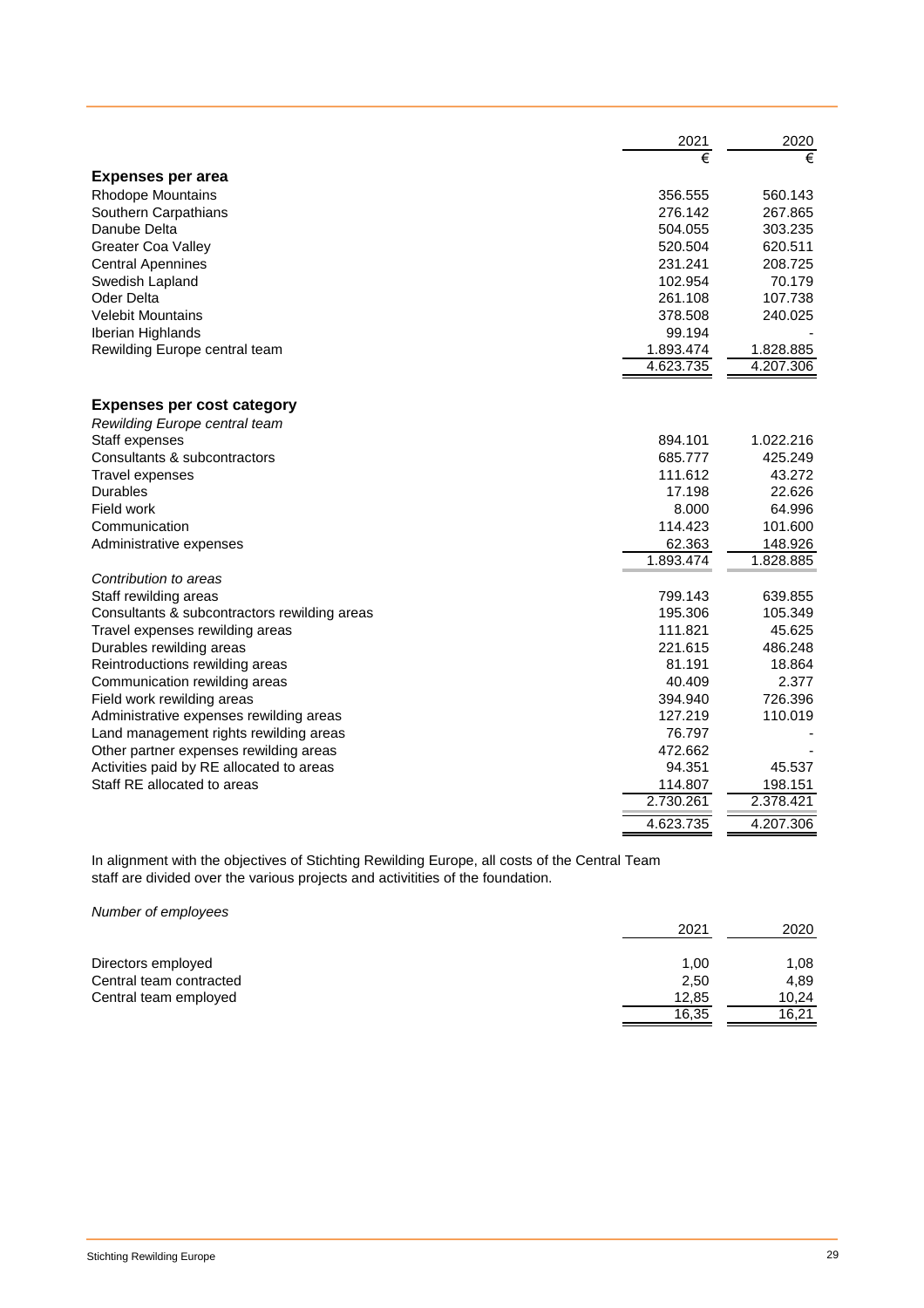| | 2021 | 2020 |
|---|---|---|
| | € | € |
| **Expenses per area** | | |
| Rhodope Mountains | 356.555 | 560.143 |
| Southern Carpathians | 276.142 | 267.865 |
| Danube Delta | 504.055 | 303.235 |
| Greater Coa Valley | 520.504 | 620.511 |
| Central Apennines | 231.241 | 208.725 |
| Swedish Lapland | 102.954 | 70.179 |
| Oder Delta | 261.108 | 107.738 |
| Velebit Mountains | 378.508 | 240.025 |
| Iberian Highlands | 99.194 | - |
| Rewilding Europe central team | 1.893.474 | 1.828.885 |
| | 4.623.735 | 4.207.306 |

| | 2021 | 2020 |
|---|---|---|
| **Expenses per cost category** | | |
| *Rewilding Europe central team* | | |
| Staff expenses | 894.101 | 1.022.216 |
| Consultants & subcontractors | 685.777 | 425.249 |
| Travel expenses | 111.612 | 43.272 |
| Durables | 17.198 | 22.626 |
| Field work | 8.000 | 64.996 |
| Communication | 114.423 | 101.600 |
| Administrative expenses | 62.363 | 148.926 |
| | 1.893.474 | 1.828.885 |
| *Contribution to areas* | | |
| Staff rewilding areas | 799.143 | 639.855 |
| Consultants & subcontractors rewilding areas | 195.306 | 105.349 |
| Travel expenses rewilding areas | 111.821 | 45.625 |
| Durables rewilding areas | 221.615 | 486.248 |
| Reintroductions rewilding areas | 81.191 | 18.864 |
| Communication rewilding areas | 40.409 | 2.377 |
| Field work rewilding areas | 394.940 | 726.396 |
| Administrative expenses rewilding areas | 127.219 | 110.019 |
| Land management rights rewilding areas | 76.797 | - |
| Other partner expenses rewilding areas | 472.662 | - |
| Activities paid by RE allocated to areas | 94.351 | 45.537 |
| Staff RE allocated to areas | 114.807 | 198.151 |
| | 2.730.261 | 2.378.421 |
| | 4.623.735 | 4.207.306 |

In alignment with the objectives of Stichting Rewilding Europe, all costs of the Central Team staff are divided over the various projects and activitities of the foundation.

*Number of employees*

| | 2021 | 2020 |
|---|---|---|
| Directors employed | 1,00 | 1,08 |
| Central team contracted | 2,50 | 4,89 |
| Central team employed | 12,85 | 10,24 |
| | 16,35 | 16,21 |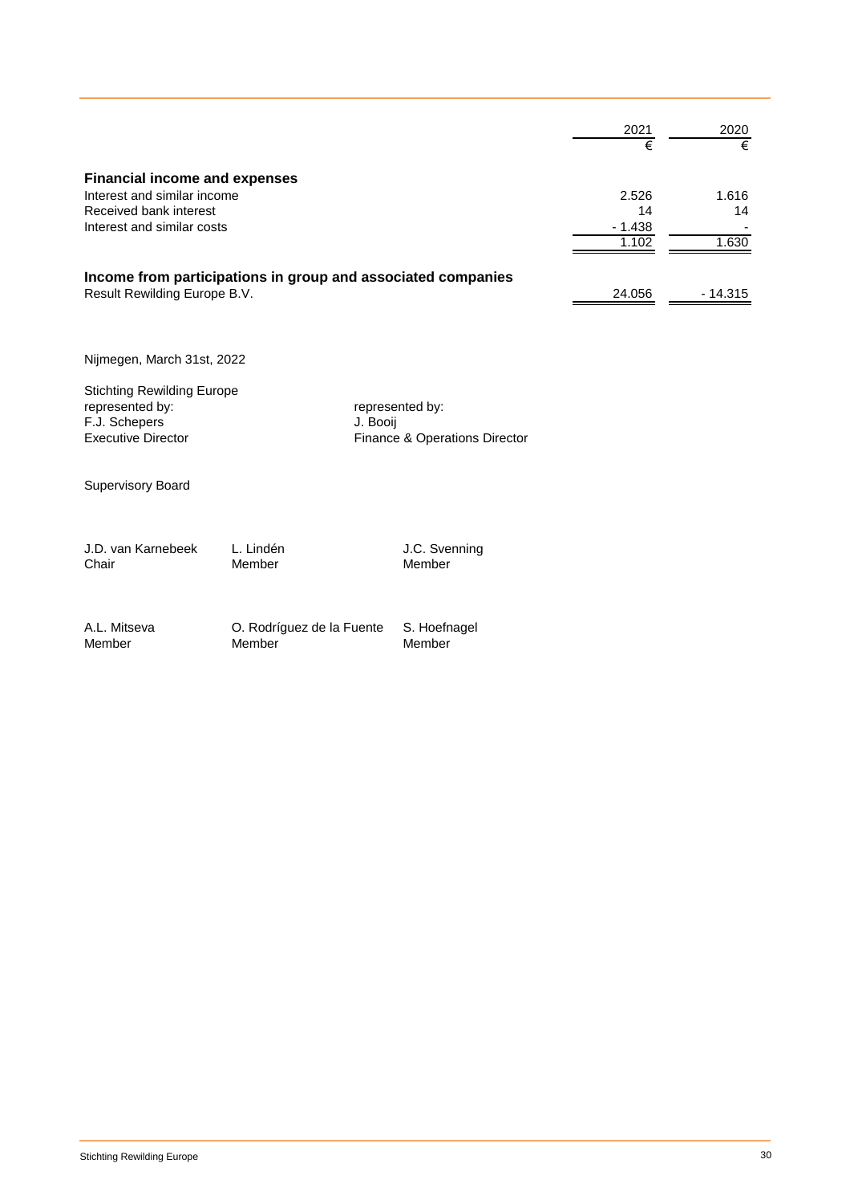| | 2021 | 2020 |
|---|---|---|
| | € | € |
| **Financial income and expenses** | | |
| Interest and similar income | 2.526 | 1.616 |
| Received bank interest | 14 | 14 |
| Interest and similar costs | - 1.438 | - |
| | 1.102 | 1.630 |
| **Income from participations in group and associated companies** | | |
| Result Rewilding Europe B.V. | 24.056 | - 14.315 |

Nijmegen, March 31st, 2022

Stichting Rewilding Europe
represented by:
F.J. Schepers
Executive Director

represented by:
J. Booij
Finance & Operations Director

Supervisory Board

J.D. van Karnebeek
Chair

L. Lindén
Member

J.C. Svenning
Member

A.L. Mitseva
Member

O. Rodríguez de la Fuente
Member

S. Hoefnagel
Member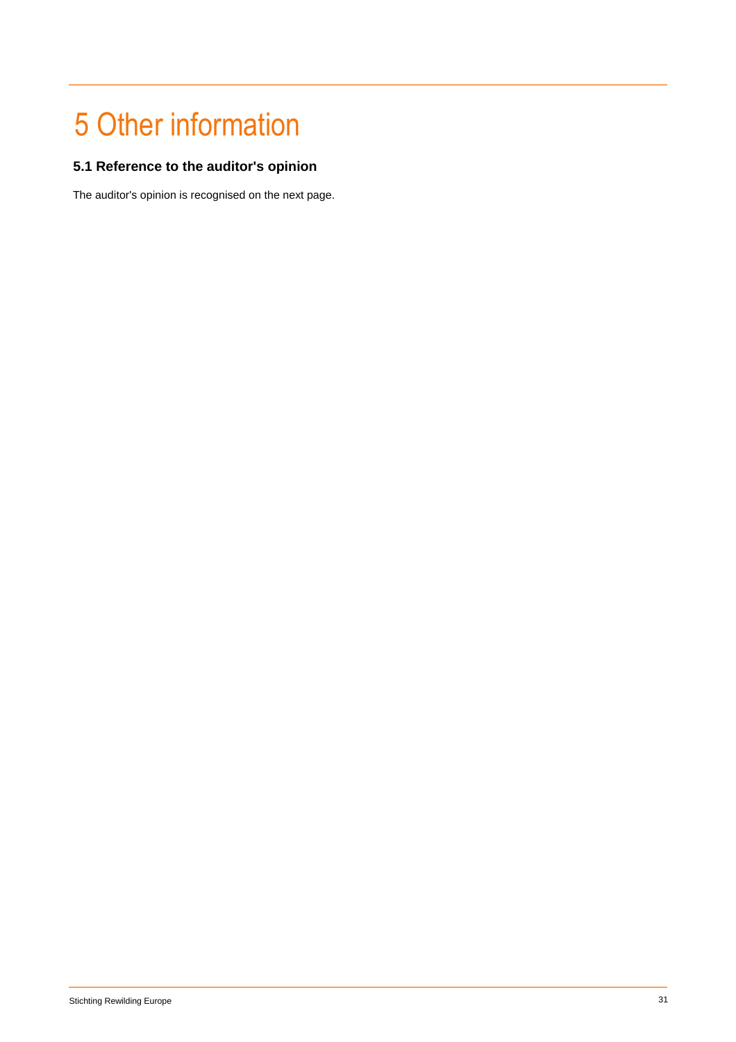# 5 Other information

### 5.1 Reference to the auditor's opinion

The auditor's opinion is recognised on the next page.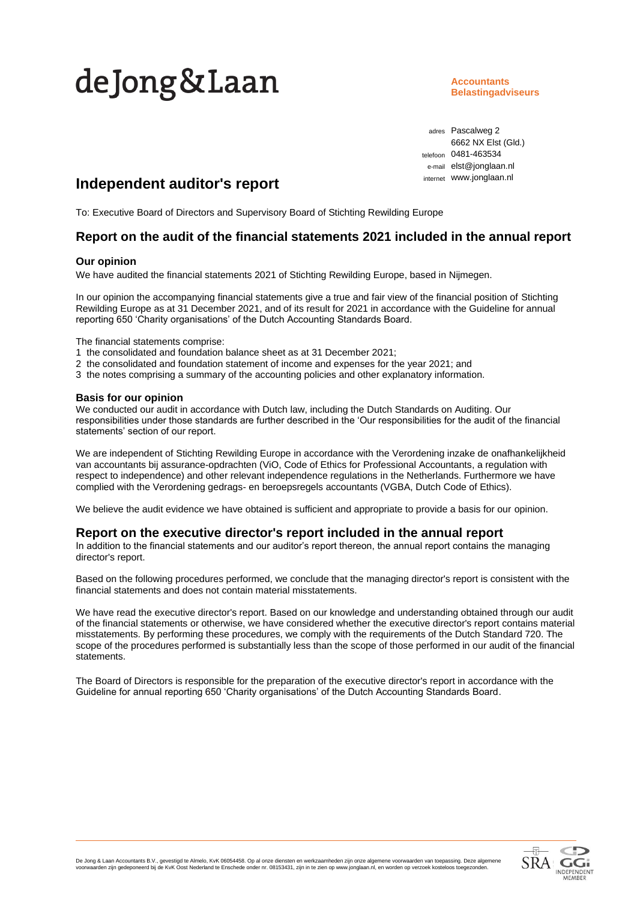de Jong & Laan

**Accountants**
**Belastingadviseurs**

adres Pascalweg 2
6662 NX Elst (Gld.)
telefoon 0481-463534
e-mail elst@jonglaan.nl
internet www.jonglaan.nl

# Independent auditor's report

To: Executive Board of Directors and Supervisory Board of Stichting Rewilding Europe

## Report on the audit of the financial statements 2021 included in the annual report

### Our opinion

We have audited the financial statements 2021 of Stichting Rewilding Europe, based in Nijmegen.

In our opinion the accompanying financial statements give a true and fair view of the financial position of Stichting Rewilding Europe as at 31 December 2021, and of its result for 2021 in accordance with the Guideline for annual reporting 650 'Charity organisations' of the Dutch Accounting Standards Board.

The financial statements comprise:

1 the consolidated and foundation balance sheet as at 31 December 2021;
2 the consolidated and foundation statement of income and expenses for the year 2021; and
3 the notes comprising a summary of the accounting policies and other explanatory information.

### Basis for our opinion

We conducted our audit in accordance with Dutch law, including the Dutch Standards on Auditing. Our responsibilities under those standards are further described in the 'Our responsibilities for the audit of the financial statements' section of our report.

We are independent of Stichting Rewilding Europe in accordance with the Verordening inzake de onafhankelijkheid van accountants bij assurance-opdrachten (ViO, Code of Ethics for Professional Accountants, a regulation with respect to independence) and other relevant independence regulations in the Netherlands. Furthermore we have complied with the Verordening gedrags- en beroepsregels accountants (VGBA, Dutch Code of Ethics).

We believe the audit evidence we have obtained is sufficient and appropriate to provide a basis for our opinion.

## Report on the executive director's report included in the annual report

In addition to the financial statements and our auditor's report thereon, the annual report contains the managing director's report.

Based on the following procedures performed, we conclude that the managing director's report is consistent with the financial statements and does not contain material misstatements.

We have read the executive director's report. Based on our knowledge and understanding obtained through our audit of the financial statements or otherwise, we have considered whether the executive director's report contains material misstatements. By performing these procedures, we comply with the requirements of the Dutch Standard 720. The scope of the procedures performed is substantially less than the scope of those performed in our audit of the financial statements.

The Board of Directors is responsible for the preparation of the executive director's report in accordance with the Guideline for annual reporting 650 'Charity organisations' of the Dutch Accounting Standards Board.

De Jong & Laan Accountants B.V., gevestigd te Almelo, KvK 06054458. Op al onze diensten en werkzaamheden zijn onze algemene voorwaarden van toepassing. Deze algemene voorwaarden zijn gedeponeerd bij de KvK Oost Nederland te Enschede onder nr. 08153431, zijn in te zien op www.jonglaan.nl, en worden op verzoek kosteloos toegezonden.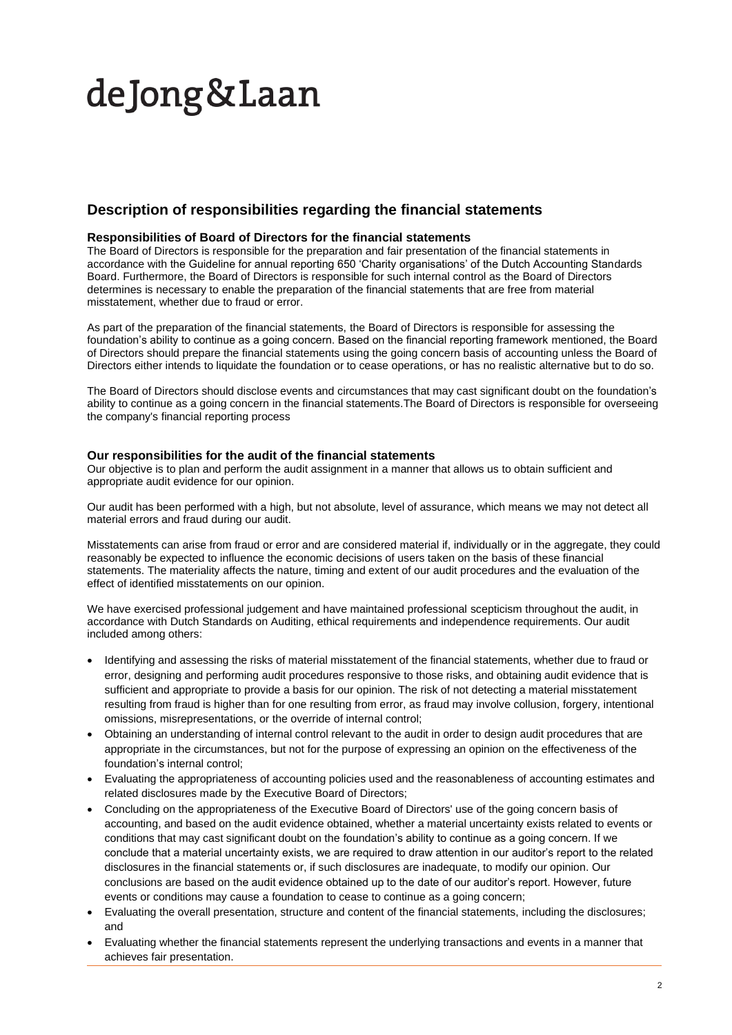# deJong&Laan

## Description of responsibilities regarding the financial statements

### Responsibilities of Board of Directors for the financial statements

The Board of Directors is responsible for the preparation and fair presentation of the financial statements in accordance with the Guideline for annual reporting 650 'Charity organisations' of the Dutch Accounting Standards Board. Furthermore, the Board of Directors is responsible for such internal control as the Board of Directors determines is necessary to enable the preparation of the financial statements that are free from material misstatement, whether due to fraud or error.

As part of the preparation of the financial statements, the Board of Directors is responsible for assessing the foundation's ability to continue as a going concern. Based on the financial reporting framework mentioned, the Board of Directors should prepare the financial statements using the going concern basis of accounting unless the Board of Directors either intends to liquidate the foundation or to cease operations, or has no realistic alternative but to do so.

The Board of Directors should disclose events and circumstances that may cast significant doubt on the foundation's ability to continue as a going concern in the financial statements.The Board of Directors is responsible for overseeing the company's financial reporting process

### Our responsibilities for the audit of the financial statements

Our objective is to plan and perform the audit assignment in a manner that allows us to obtain sufficient and appropriate audit evidence for our opinion.

Our audit has been performed with a high, but not absolute, level of assurance, which means we may not detect all material errors and fraud during our audit.

Misstatements can arise from fraud or error and are considered material if, individually or in the aggregate, they could reasonably be expected to influence the economic decisions of users taken on the basis of these financial statements. The materiality affects the nature, timing and extent of our audit procedures and the evaluation of the effect of identified misstatements on our opinion.

We have exercised professional judgement and have maintained professional scepticism throughout the audit, in accordance with Dutch Standards on Auditing, ethical requirements and independence requirements. Our audit included among others:

- Identifying and assessing the risks of material misstatement of the financial statements, whether due to fraud or error, designing and performing audit procedures responsive to those risks, and obtaining audit evidence that is sufficient and appropriate to provide a basis for our opinion. The risk of not detecting a material misstatement resulting from fraud is higher than for one resulting from error, as fraud may involve collusion, forgery, intentional omissions, misrepresentations, or the override of internal control;
- Obtaining an understanding of internal control relevant to the audit in order to design audit procedures that are appropriate in the circumstances, but not for the purpose of expressing an opinion on the effectiveness of the foundation's internal control;
- Evaluating the appropriateness of accounting policies used and the reasonableness of accounting estimates and related disclosures made by the Executive Board of Directors;
- Concluding on the appropriateness of the Executive Board of Directors' use of the going concern basis of accounting, and based on the audit evidence obtained, whether a material uncertainty exists related to events or conditions that may cast significant doubt on the foundation's ability to continue as a going concern. If we conclude that a material uncertainty exists, we are required to draw attention in our auditor's report to the related disclosures in the financial statements or, if such disclosures are inadequate, to modify our opinion. Our conclusions are based on the audit evidence obtained up to the date of our auditor's report. However, future events or conditions may cause a foundation to cease to continue as a going concern;
- Evaluating the overall presentation, structure and content of the financial statements, including the disclosures; and
- Evaluating whether the financial statements represent the underlying transactions and events in a manner that achieves fair presentation.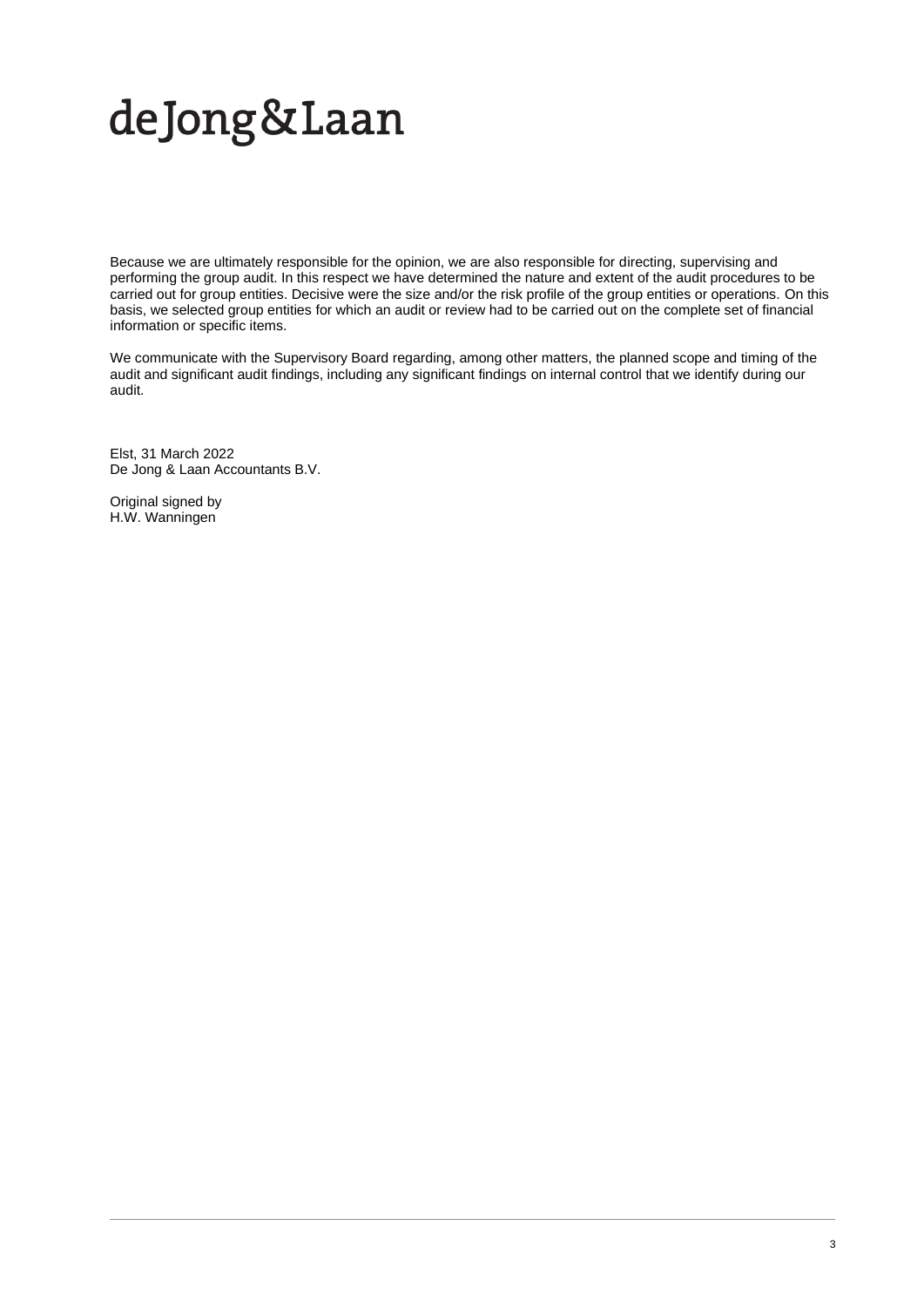deJong&Laan

Because we are ultimately responsible for the opinion, we are also responsible for directing, supervising and performing the group audit. In this respect we have determined the nature and extent of the audit procedures to be carried out for group entities. Decisive were the size and/or the risk profile of the group entities or operations. On this basis, we selected group entities for which an audit or review had to be carried out on the complete set of financial information or specific items.

We communicate with the Supervisory Board regarding, among other matters, the planned scope and timing of the audit and significant audit findings, including any significant findings on internal control that we identify during our audit.

Elst, 31 March 2022
De Jong & Laan Accountants B.V.

Original signed by
H.W. Wanningen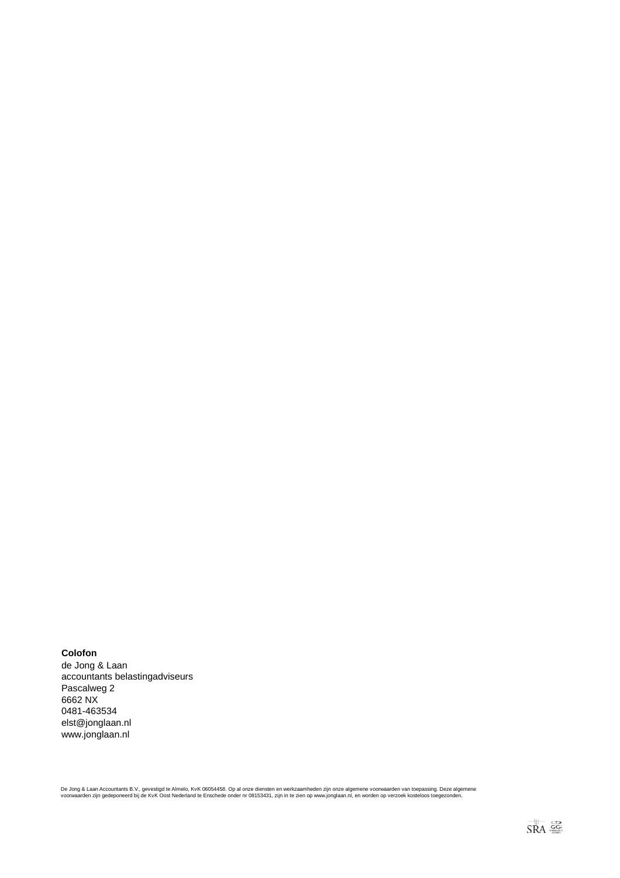**Colofon**
de Jong & Laan
accountants belastingadviseurs
Pascalweg 2
6662 NX
0481-463534
elst@jonglaan.nl
www.jonglaan.nl

De Jong & Laan Accountants B.V., gevestigd te Almelo, KvK 06054458. Op al onze diensten en werkzaamheden zijn onze algemene voorwaarden van toepassing. Deze algemene voorwaarden zijn gedeponeerd bij de KvK Oost Nederland te Enschede onder nr 08153431, zijn in te zien op www.jonglaan.nl, en worden op verzoek kosteloos toegezonden.